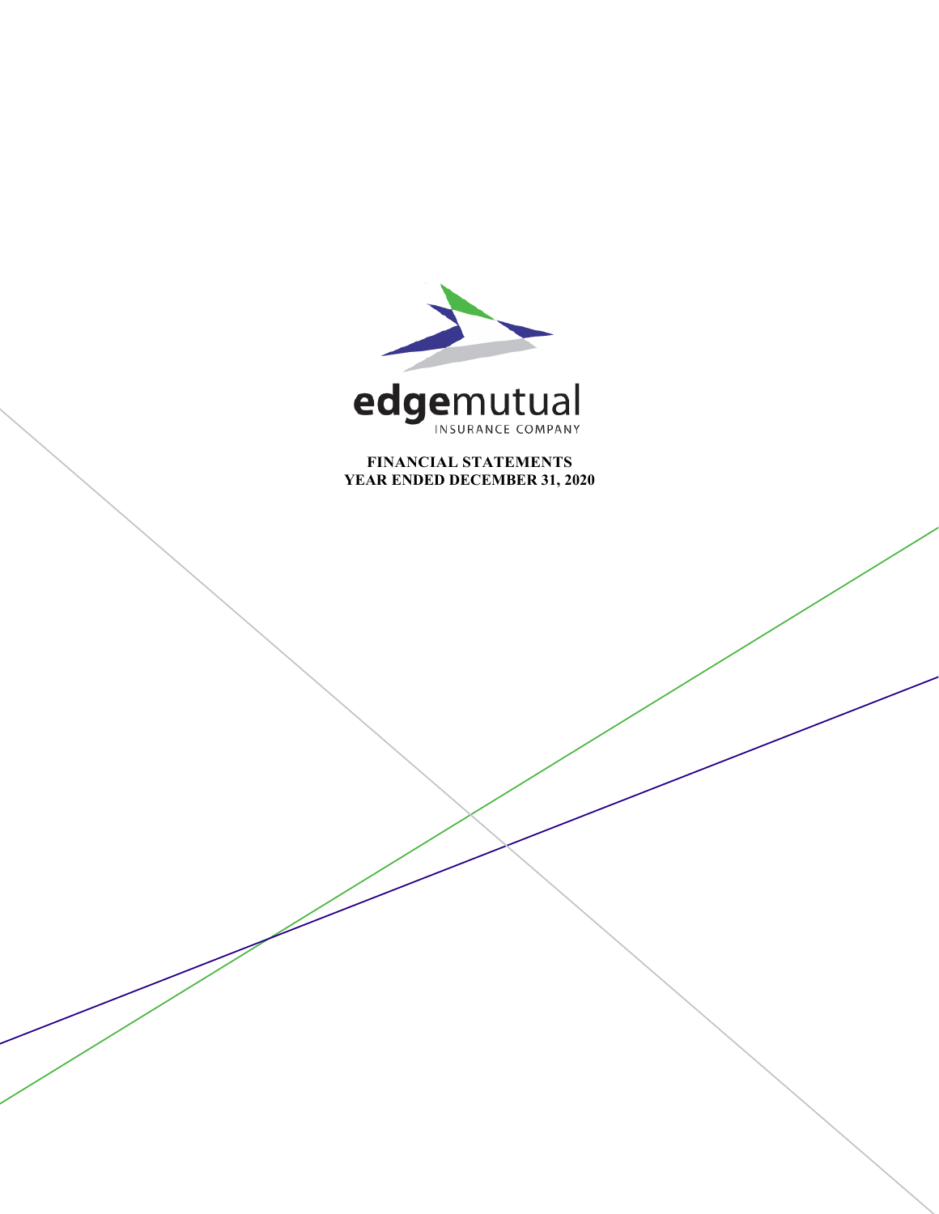edgemutual

INSURANCE COMPANY

**FINANCIAL STATEMENTS**
**YEAR ENDED DECEMBER 31, 2020**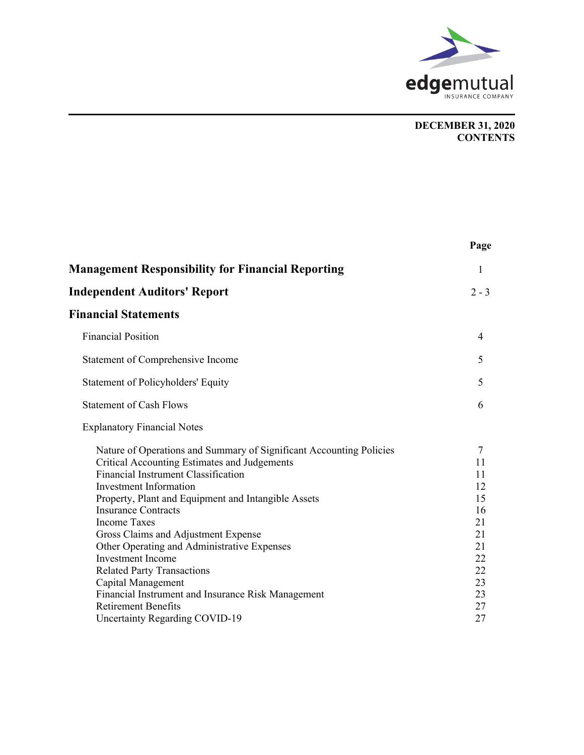edgemutual
INSURANCE COMPANY

**DECEMBER 31, 2020**
**CONTENTS**

| | Page |
|---|---|
| **Management Responsibility for Financial Reporting** | 1 |
| **Independent Auditors' Report** | 2 - 3 |
| **Financial Statements** | |
| Financial Position | 4 |
| Statement of Comprehensive Income | 5 |
| Statement of Policyholders' Equity | 5 |
| Statement of Cash Flows | 6 |
| Explanatory Financial Notes | |
| Nature of Operations and Summary of Significant Accounting Policies | 7 |
| Critical Accounting Estimates and Judgements | 11 |
| Financial Instrument Classification | 11 |
| Investment Information | 12 |
| Property, Plant and Equipment and Intangible Assets | 15 |
| Insurance Contracts | 16 |
| Income Taxes | 21 |
| Gross Claims and Adjustment Expense | 21 |
| Other Operating and Administrative Expenses | 21 |
| Investment Income | 22 |
| Related Party Transactions | 22 |
| Capital Management | 23 |
| Financial Instrument and Insurance Risk Management | 23 |
| Retirement Benefits | 27 |
| Uncertainty Regarding COVID-19 | 27 |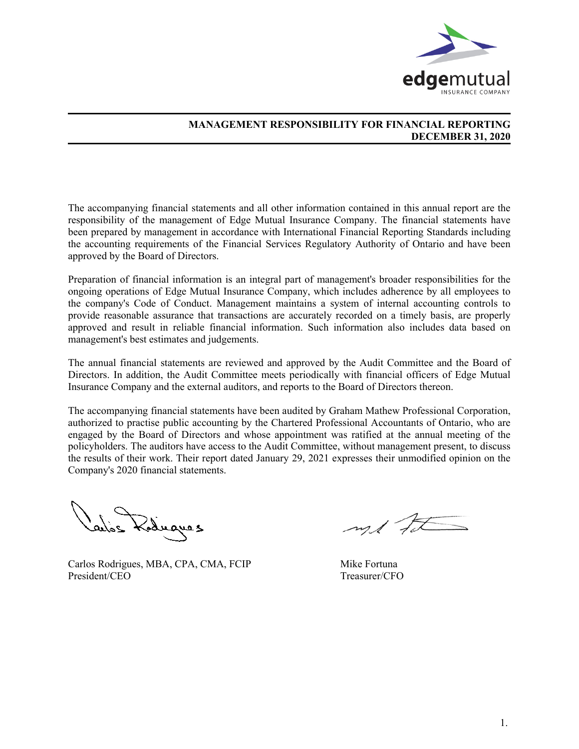edgemutual
INSURANCE COMPANY

## MANAGEMENT RESPONSIBILITY FOR FINANCIAL REPORTING
## DECEMBER 31, 2020

The accompanying financial statements and all other information contained in this annual report are the responsibility of the management of Edge Mutual Insurance Company. The financial statements have been prepared by management in accordance with International Financial Reporting Standards including the accounting requirements of the Financial Services Regulatory Authority of Ontario and have been approved by the Board of Directors.

Preparation of financial information is an integral part of management's broader responsibilities for the ongoing operations of Edge Mutual Insurance Company, which includes adherence by all employees to the company's Code of Conduct. Management maintains a system of internal accounting controls to provide reasonable assurance that transactions are accurately recorded on a timely basis, are properly approved and result in reliable financial information. Such information also includes data based on management's best estimates and judgements.

The annual financial statements are reviewed and approved by the Audit Committee and the Board of Directors. In addition, the Audit Committee meets periodically with financial officers of Edge Mutual Insurance Company and the external auditors, and reports to the Board of Directors thereon.

The accompanying financial statements have been audited by Graham Mathew Professional Corporation, authorized to practise public accounting by the Chartered Professional Accountants of Ontario, who are engaged by the Board of Directors and whose appointment was ratified at the annual meeting of the policyholders. The auditors have access to the Audit Committee, without management present, to discuss the results of their work. Their report dated January 29, 2021 expresses their unmodified opinion on the Company's 2020 financial statements.

Carlos Rodrigues, MBA, CPA, CMA, FCIP
President/CEO

Mike Fortuna
Treasurer/CFO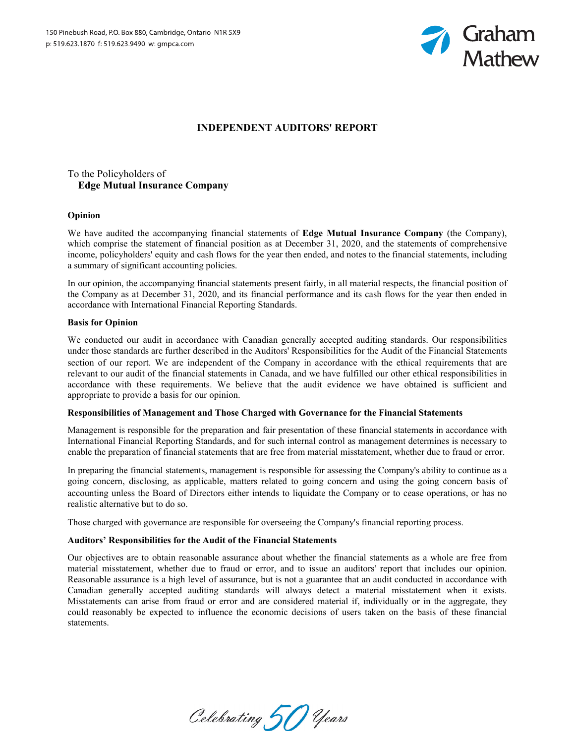150 Pinebush Road, P.O. Box 880, Cambridge, Ontario N1R 5X9
p: 519.623.1870 f: 519.623.9490 w: gmpca.com

Graham Mathew

# INDEPENDENT AUDITORS' REPORT

To the Policyholders of
**Edge Mutual Insurance Company**

### Opinion

We have audited the accompanying financial statements of **Edge Mutual Insurance Company** (the Company), which comprise the statement of financial position as at December 31, 2020, and the statements of comprehensive income, policyholders' equity and cash flows for the year then ended, and notes to the financial statements, including a summary of significant accounting policies.

In our opinion, the accompanying financial statements present fairly, in all material respects, the financial position of the Company as at December 31, 2020, and its financial performance and its cash flows for the year then ended in accordance with International Financial Reporting Standards.

### Basis for Opinion

We conducted our audit in accordance with Canadian generally accepted auditing standards. Our responsibilities under those standards are further described in the Auditors' Responsibilities for the Audit of the Financial Statements section of our report. We are independent of the Company in accordance with the ethical requirements that are relevant to our audit of the financial statements in Canada, and we have fulfilled our other ethical responsibilities in accordance with these requirements. We believe that the audit evidence we have obtained is sufficient and appropriate to provide a basis for our opinion.

### Responsibilities of Management and Those Charged with Governance for the Financial Statements

Management is responsible for the preparation and fair presentation of these financial statements in accordance with International Financial Reporting Standards, and for such internal control as management determines is necessary to enable the preparation of financial statements that are free from material misstatement, whether due to fraud or error.

In preparing the financial statements, management is responsible for assessing the Company's ability to continue as a going concern, disclosing, as applicable, matters related to going concern and using the going concern basis of accounting unless the Board of Directors either intends to liquidate the Company or to cease operations, or has no realistic alternative but to do so.

Those charged with governance are responsible for overseeing the Company's financial reporting process.

### Auditors' Responsibilities for the Audit of the Financial Statements

Our objectives are to obtain reasonable assurance about whether the financial statements as a whole are free from material misstatement, whether due to fraud or error, and to issue an auditors' report that includes our opinion. Reasonable assurance is a high level of assurance, but is not a guarantee that an audit conducted in accordance with Canadian generally accepted auditing standards will always detect a material misstatement when it exists. Misstatements can arise from fraud or error and are considered material if, individually or in the aggregate, they could reasonably be expected to influence the economic decisions of users taken on the basis of these financial statements.

Celebrating 50 Years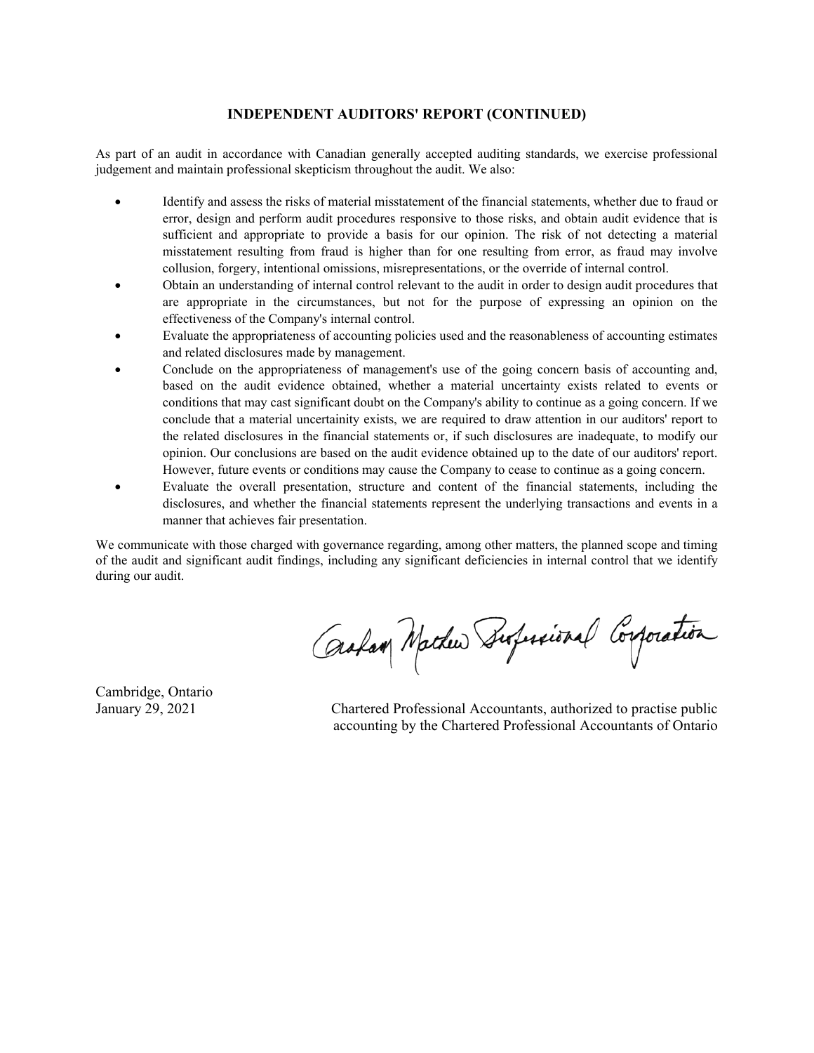**INDEPENDENT AUDITORS' REPORT (CONTINUED)**

As part of an audit in accordance with Canadian generally accepted auditing standards, we exercise professional judgement and maintain professional skepticism throughout the audit. We also:

- Identify and assess the risks of material misstatement of the financial statements, whether due to fraud or error, design and perform audit procedures responsive to those risks, and obtain audit evidence that is sufficient and appropriate to provide a basis for our opinion. The risk of not detecting a material misstatement resulting from fraud is higher than for one resulting from error, as fraud may involve collusion, forgery, intentional omissions, misrepresentations, or the override of internal control.
- Obtain an understanding of internal control relevant to the audit in order to design audit procedures that are appropriate in the circumstances, but not for the purpose of expressing an opinion on the effectiveness of the Company's internal control.
- Evaluate the appropriateness of accounting policies used and the reasonableness of accounting estimates and related disclosures made by management.
- Conclude on the appropriateness of management's use of the going concern basis of accounting and, based on the audit evidence obtained, whether a material uncertainty exists related to events or conditions that may cast significant doubt on the Company's ability to continue as a going concern. If we conclude that a material uncertainity exists, we are required to draw attention in our auditors' report to the related disclosures in the financial statements or, if such disclosures are inadequate, to modify our opinion. Our conclusions are based on the audit evidence obtained up to the date of our auditors' report. However, future events or conditions may cause the Company to cease to continue as a going concern.
- Evaluate the overall presentation, structure and content of the financial statements, including the disclosures, and whether the financial statements represent the underlying transactions and events in a manner that achieves fair presentation.

We communicate with those charged with governance regarding, among other matters, the planned scope and timing of the audit and significant audit findings, including any significant deficiencies in internal control that we identify during our audit.

Graham Mathew Professional Corporation

Cambridge, Ontario
January 29, 2021

Chartered Professional Accountants, authorized to practise public accounting by the Chartered Professional Accountants of Ontario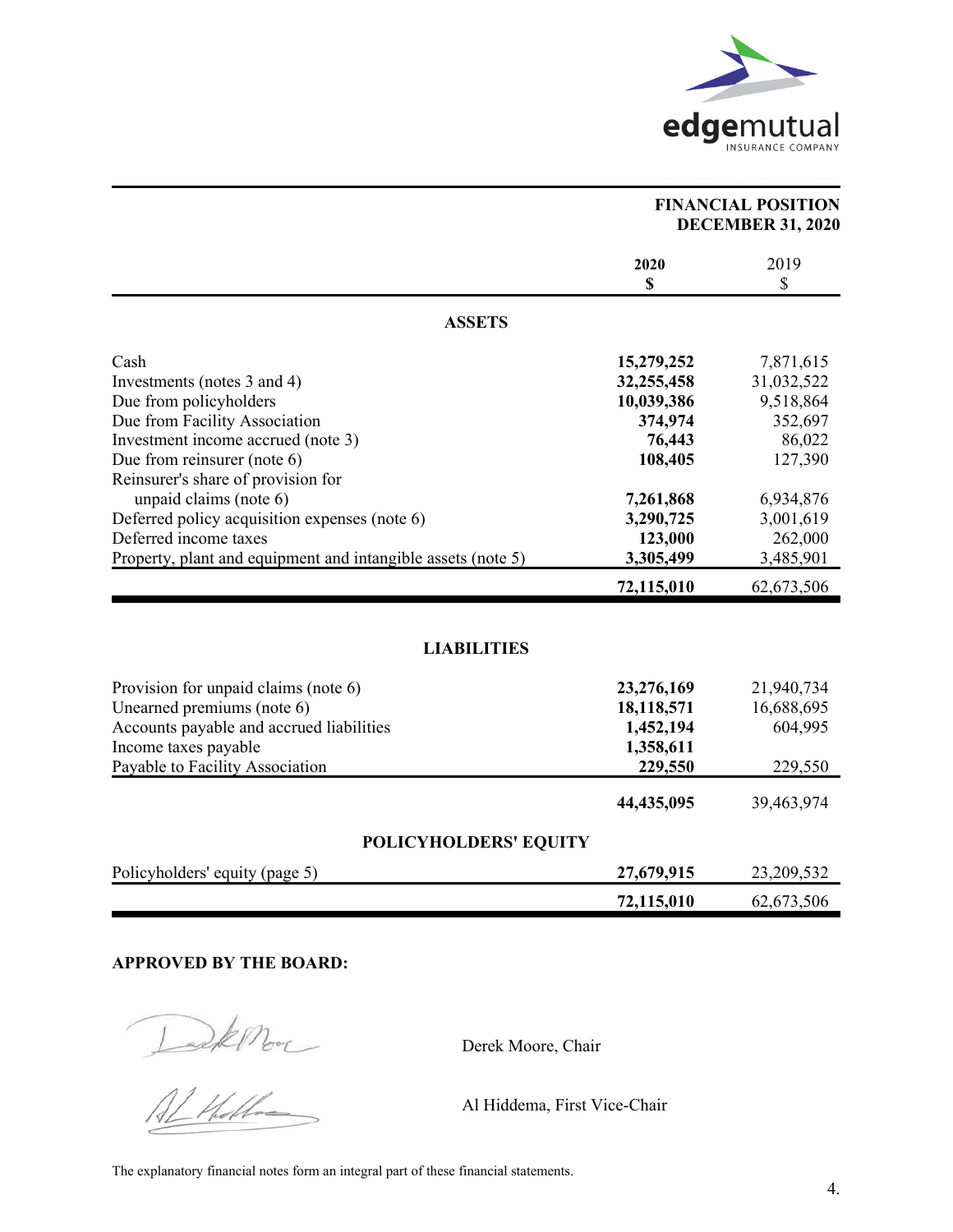edgemutual
INSURANCE COMPANY

## FINANCIAL POSITION
## DECEMBER 31, 2020

| | **2020** **$** | 2019 $ |
|---|---|---|
| **ASSETS** | | |
| Cash | **15,279,252** | 7,871,615 |
| Investments (notes 3 and 4) | **32,255,458** | 31,032,522 |
| Due from policyholders | **10,039,386** | 9,518,864 |
| Due from Facility Association | **374,974** | 352,697 |
| Investment income accrued (note 3) | **76,443** | 86,022 |
| Due from reinsurer (note 6) | **108,405** | 127,390 |
| Reinsurer's share of provision for unpaid claims (note 6) | **7,261,868** | 6,934,876 |
| Deferred policy acquisition expenses (note 6) | **3,290,725** | 3,001,619 |
| Deferred income taxes | **123,000** | 262,000 |
| Property, plant and equipment and intangible assets (note 5) | **3,305,499** | 3,485,901 |
| | **72,115,010** | 62,673,506 |
| **LIABILITIES** | | |
| Provision for unpaid claims (note 6) | **23,276,169** | 21,940,734 |
| Unearned premiums (note 6) | **18,118,571** | 16,688,695 |
| Accounts payable and accrued liabilities | **1,452,194** | 604,995 |
| Income taxes payable | **1,358,611** | |
| Payable to Facility Association | **229,550** | 229,550 |
| | **44,435,095** | 39,463,974 |
| **POLICYHOLDERS' EQUITY** | | |
| Policyholders' equity (page 5) | **27,679,915** | 23,209,532 |
| | **72,115,010** | 62,673,506 |

**APPROVED BY THE BOARD:**

Derek Moore, Chair

Al Hiddema, First Vice-Chair

The explanatory financial notes form an integral part of these financial statements.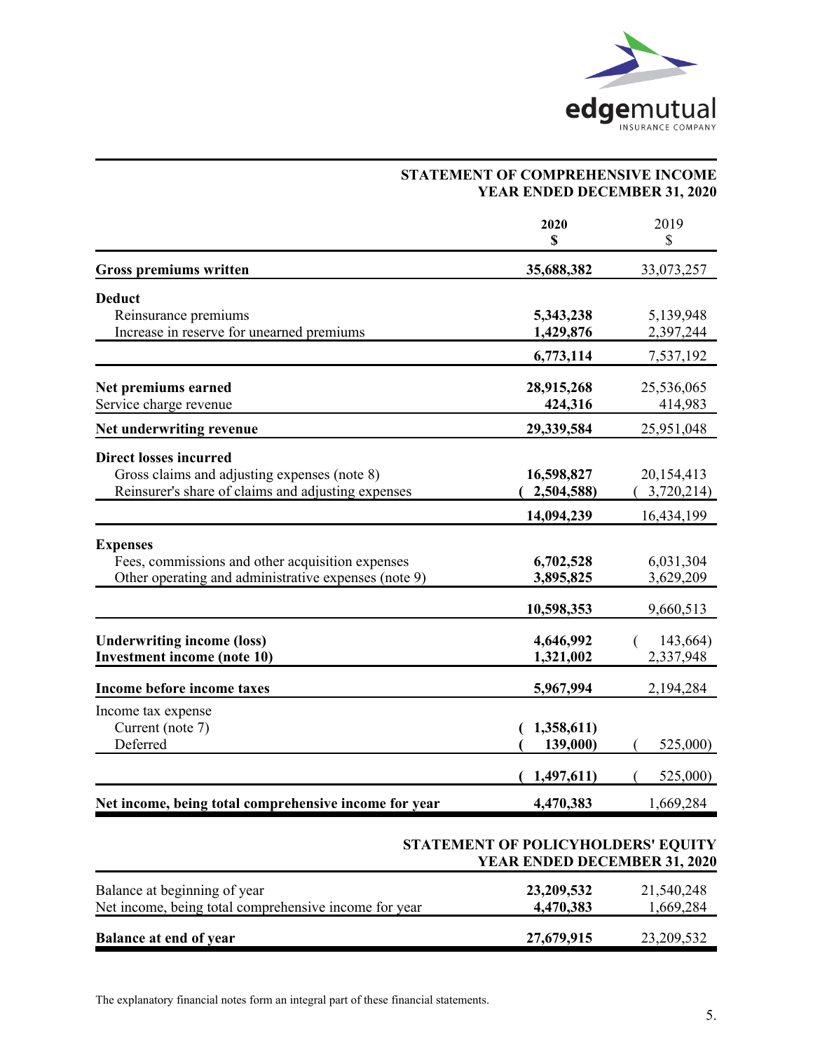edgemutual INSURANCE COMPANY

## STATEMENT OF COMPREHENSIVE INCOME
## YEAR ENDED DECEMBER 31, 2020

| | **2020** **$** | 2019 $ |
|---|---|---|
| **Gross premiums written** | **35,688,382** | 33,073,257 |
| **Deduct** | | |
| Reinsurance premiums | **5,343,238** | 5,139,948 |
| Increase in reserve for unearned premiums | **1,429,876** | 2,397,244 |
| | **6,773,114** | 7,537,192 |
| **Net premiums earned** | **28,915,268** | 25,536,065 |
| Service charge revenue | **424,316** | 414,983 |
| **Net underwriting revenue** | **29,339,584** | 25,951,048 |
| **Direct losses incurred** | | |
| Gross claims and adjusting expenses (note 8) | **16,598,827** | 20,154,413 |
| Reinsurer's share of claims and adjusting expenses | **( 2,504,588)** | ( 3,720,214) |
| | **14,094,239** | 16,434,199 |
| **Expenses** | | |
| Fees, commissions and other acquisition expenses | **6,702,528** | 6,031,304 |
| Other operating and administrative expenses (note 9) | **3,895,825** | 3,629,209 |
| | **10,598,353** | 9,660,513 |
| **Underwriting income (loss)** | **4,646,992** | ( 143,664) |
| **Investment income (note 10)** | **1,321,002** | 2,337,948 |
| **Income before income taxes** | **5,967,994** | 2,194,284 |
| Income tax expense | | |
| Current (note 7) | **( 1,358,611)** | |
| Deferred | **( 139,000)** | ( 525,000) |
| | **( 1,497,611)** | ( 525,000) |
| **Net income, being total comprehensive income for year** | **4,470,383** | 1,669,284 |

## STATEMENT OF POLICYHOLDERS' EQUITY
## YEAR ENDED DECEMBER 31, 2020

| | **2020** | 2019 |
|---|---|---|
| Balance at beginning of year | **23,209,532** | 21,540,248 |
| Net income, being total comprehensive income for year | **4,470,383** | 1,669,284 |
| **Balance at end of year** | **27,679,915** | 23,209,532 |

The explanatory financial notes form an integral part of these financial statements.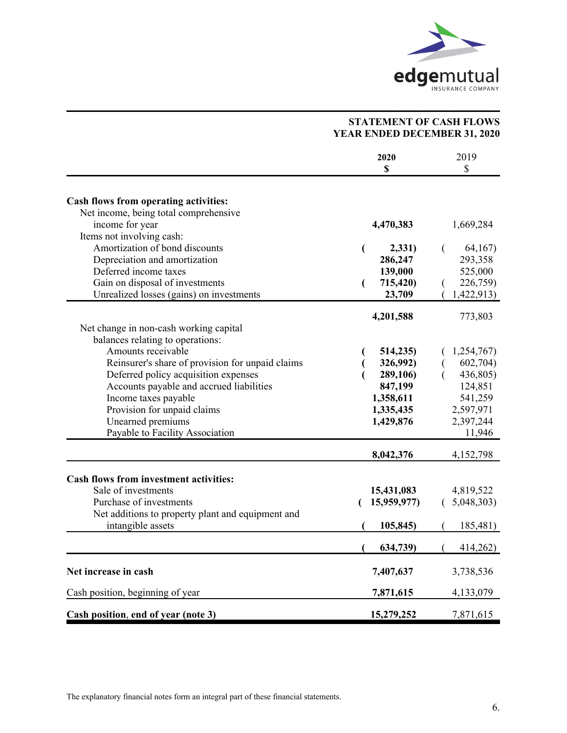edgemutual INSURANCE COMPANY

## STATEMENT OF CASH FLOWS
## YEAR ENDED DECEMBER 31, 2020

| | 2020<br>$ | 2019<br>$ |
|---|---|---|
| **Cash flows from operating activities:** | | |
| Net income, being total comprehensive income for year | **4,470,383** | 1,669,284 |
| Items not involving cash: | | |
| Amortization of bond discounts | **(2,331)** | (64,167) |
| Depreciation and amortization | **286,247** | 293,358 |
| Deferred income taxes | **139,000** | 525,000 |
| Gain on disposal of investments | **(715,420)** | (226,759) |
| Unrealized losses (gains) on investments | **23,709** | (1,422,913) |
| | **4,201,588** | 773,803 |
| Net change in non-cash working capital balances relating to operations: | | |
| Amounts receivable | **(514,235)** | (1,254,767) |
| Reinsurer's share of provision for unpaid claims | **(326,992)** | (602,704) |
| Deferred policy acquisition expenses | **(289,106)** | (436,805) |
| Accounts payable and accrued liabilities | **847,199** | 124,851 |
| Income taxes payable | **1,358,611** | 541,259 |
| Provision for unpaid claims | **1,335,435** | 2,597,971 |
| Unearned premiums | **1,429,876** | 2,397,244 |
| Payable to Facility Association | | 11,946 |
| | **8,042,376** | 4,152,798 |
| **Cash flows from investment activities:** | | |
| Sale of investments | **15,431,083** | 4,819,522 |
| Purchase of investments | **(15,959,977)** | (5,048,303) |
| Net additions to property plant and equipment and intangible assets | **(105,845)** | (185,481) |
| | **(634,739)** | (414,262) |
| **Net increase in cash** | **7,407,637** | 3,738,536 |
| Cash position, beginning of year | **7,871,615** | 4,133,079 |
| **Cash position, end of year (note 3)** | **15,279,252** | 7,871,615 |

The explanatory financial notes form an integral part of these financial statements.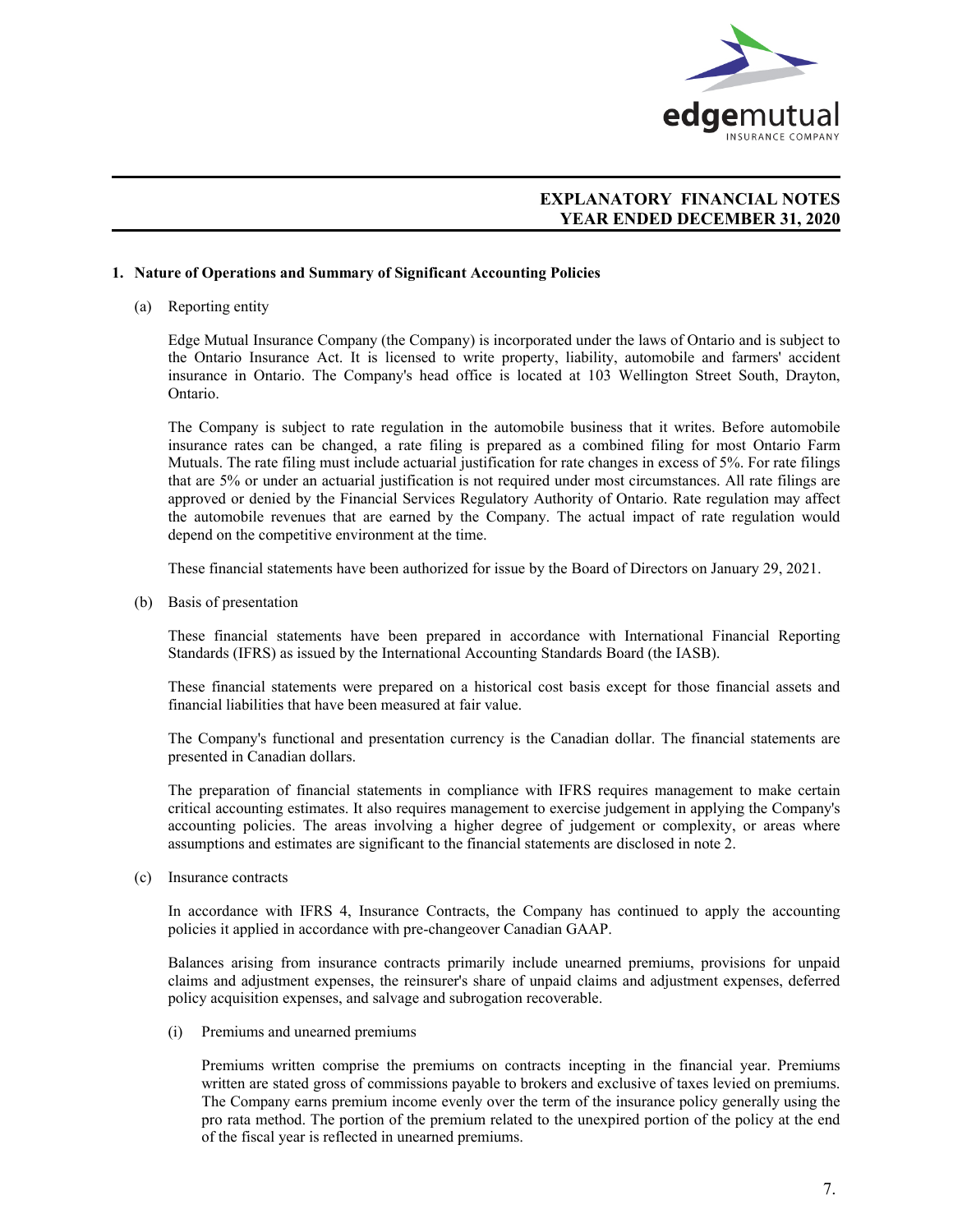# EXPLANATORY FINANCIAL NOTES
# YEAR ENDED DECEMBER 31, 2020

## 1. Nature of Operations and Summary of Significant Accounting Policies

### (a) Reporting entity

Edge Mutual Insurance Company (the Company) is incorporated under the laws of Ontario and is subject to the Ontario Insurance Act. It is licensed to write property, liability, automobile and farmers' accident insurance in Ontario. The Company's head office is located at 103 Wellington Street South, Drayton, Ontario.

The Company is subject to rate regulation in the automobile business that it writes. Before automobile insurance rates can be changed, a rate filing is prepared as a combined filing for most Ontario Farm Mutuals. The rate filing must include actuarial justification for rate changes in excess of 5%. For rate filings that are 5% or under an actuarial justification is not required under most circumstances. All rate filings are approved or denied by the Financial Services Regulatory Authority of Ontario. Rate regulation may affect the automobile revenues that are earned by the Company. The actual impact of rate regulation would depend on the competitive environment at the time.

These financial statements have been authorized for issue by the Board of Directors on January 29, 2021.

### (b) Basis of presentation

These financial statements have been prepared in accordance with International Financial Reporting Standards (IFRS) as issued by the International Accounting Standards Board (the IASB).

These financial statements were prepared on a historical cost basis except for those financial assets and financial liabilities that have been measured at fair value.

The Company's functional and presentation currency is the Canadian dollar. The financial statements are presented in Canadian dollars.

The preparation of financial statements in compliance with IFRS requires management to make certain critical accounting estimates. It also requires management to exercise judgement in applying the Company's accounting policies. The areas involving a higher degree of judgement or complexity, or areas where assumptions and estimates are significant to the financial statements are disclosed in note 2.

### (c) Insurance contracts

In accordance with IFRS 4, Insurance Contracts, the Company has continued to apply the accounting policies it applied in accordance with pre-changeover Canadian GAAP.

Balances arising from insurance contracts primarily include unearned premiums, provisions for unpaid claims and adjustment expenses, the reinsurer's share of unpaid claims and adjustment expenses, deferred policy acquisition expenses, and salvage and subrogation recoverable.

#### (i) Premiums and unearned premiums

Premiums written comprise the premiums on contracts incepting in the financial year. Premiums written are stated gross of commissions payable to brokers and exclusive of taxes levied on premiums. The Company earns premium income evenly over the term of the insurance policy generally using the pro rata method. The portion of the premium related to the unexpired portion of the policy at the end of the fiscal year is reflected in unearned premiums.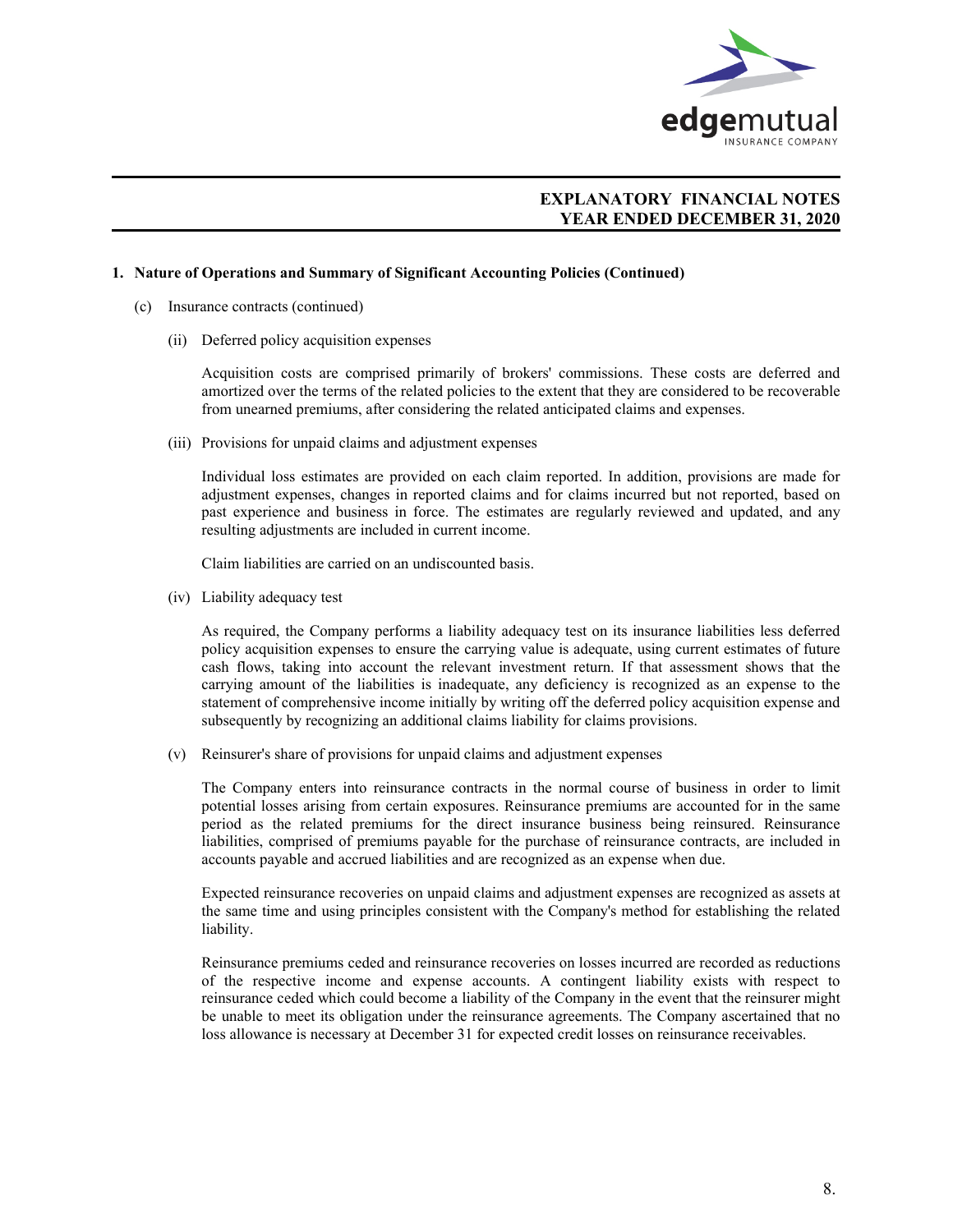## 1. Nature of Operations and Summary of Significant Accounting Policies (Continued)

(c) Insurance contracts (continued)

(ii) Deferred policy acquisition expenses

Acquisition costs are comprised primarily of brokers' commissions. These costs are deferred and amortized over the terms of the related policies to the extent that they are considered to be recoverable from unearned premiums, after considering the related anticipated claims and expenses.

(iii) Provisions for unpaid claims and adjustment expenses

Individual loss estimates are provided on each claim reported. In addition, provisions are made for adjustment expenses, changes in reported claims and for claims incurred but not reported, based on past experience and business in force. The estimates are regularly reviewed and updated, and any resulting adjustments are included in current income.

Claim liabilities are carried on an undiscounted basis.

(iv) Liability adequacy test

As required, the Company performs a liability adequacy test on its insurance liabilities less deferred policy acquisition expenses to ensure the carrying value is adequate, using current estimates of future cash flows, taking into account the relevant investment return. If that assessment shows that the carrying amount of the liabilities is inadequate, any deficiency is recognized as an expense to the statement of comprehensive income initially by writing off the deferred policy acquisition expense and subsequently by recognizing an additional claims liability for claims provisions.

(v) Reinsurer's share of provisions for unpaid claims and adjustment expenses

The Company enters into reinsurance contracts in the normal course of business in order to limit potential losses arising from certain exposures. Reinsurance premiums are accounted for in the same period as the related premiums for the direct insurance business being reinsured. Reinsurance liabilities, comprised of premiums payable for the purchase of reinsurance contracts, are included in accounts payable and accrued liabilities and are recognized as an expense when due.

Expected reinsurance recoveries on unpaid claims and adjustment expenses are recognized as assets at the same time and using principles consistent with the Company's method for establishing the related liability.

Reinsurance premiums ceded and reinsurance recoveries on losses incurred are recorded as reductions of the respective income and expense accounts. A contingent liability exists with respect to reinsurance ceded which could become a liability of the Company in the event that the reinsurer might be unable to meet its obligation under the reinsurance agreements. The Company ascertained that no loss allowance is necessary at December 31 for expected credit losses on reinsurance receivables.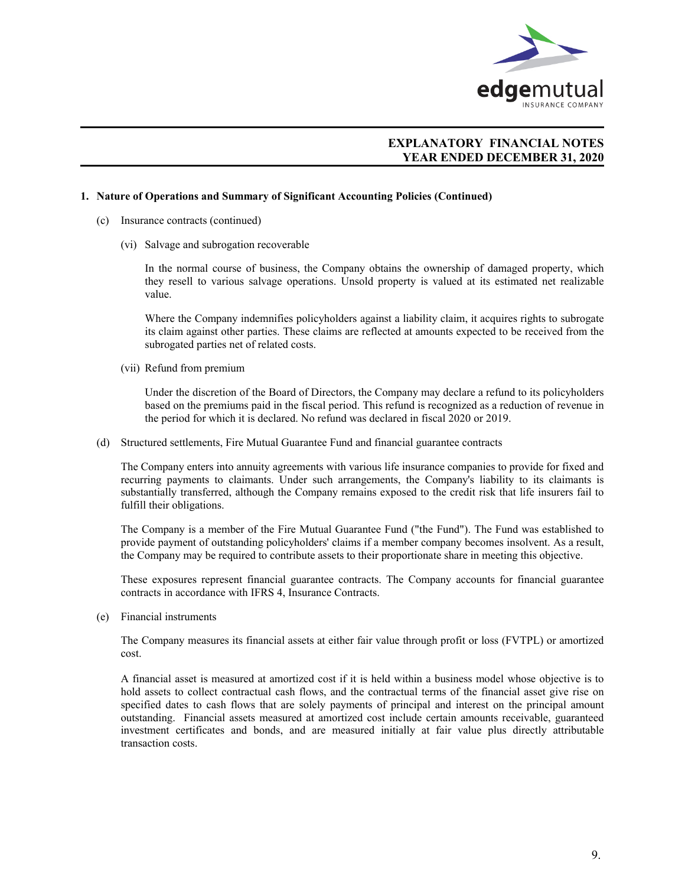# EXPLANATORY FINANCIAL NOTES
# YEAR ENDED DECEMBER 31, 2020

**1. Nature of Operations and Summary of Significant Accounting Policies (Continued)**

(c) Insurance contracts (continued)

(vi) Salvage and subrogation recoverable

In the normal course of business, the Company obtains the ownership of damaged property, which they resell to various salvage operations. Unsold property is valued at its estimated net realizable value.

Where the Company indemnifies policyholders against a liability claim, it acquires rights to subrogate its claim against other parties. These claims are reflected at amounts expected to be received from the subrogated parties net of related costs.

(vii) Refund from premium

Under the discretion of the Board of Directors, the Company may declare a refund to its policyholders based on the premiums paid in the fiscal period. This refund is recognized as a reduction of revenue in the period for which it is declared. No refund was declared in fiscal 2020 or 2019.

(d) Structured settlements, Fire Mutual Guarantee Fund and financial guarantee contracts

The Company enters into annuity agreements with various life insurance companies to provide for fixed and recurring payments to claimants. Under such arrangements, the Company's liability to its claimants is substantially transferred, although the Company remains exposed to the credit risk that life insurers fail to fulfill their obligations.

The Company is a member of the Fire Mutual Guarantee Fund ("the Fund"). The Fund was established to provide payment of outstanding policyholders' claims if a member company becomes insolvent. As a result, the Company may be required to contribute assets to their proportionate share in meeting this objective.

These exposures represent financial guarantee contracts. The Company accounts for financial guarantee contracts in accordance with IFRS 4, Insurance Contracts.

(e) Financial instruments

The Company measures its financial assets at either fair value through profit or loss (FVTPL) or amortized cost.

A financial asset is measured at amortized cost if it is held within a business model whose objective is to hold assets to collect contractual cash flows, and the contractual terms of the financial asset give rise on specified dates to cash flows that are solely payments of principal and interest on the principal amount outstanding. Financial assets measured at amortized cost include certain amounts receivable, guaranteed investment certificates and bonds, and are measured initially at fair value plus directly attributable transaction costs.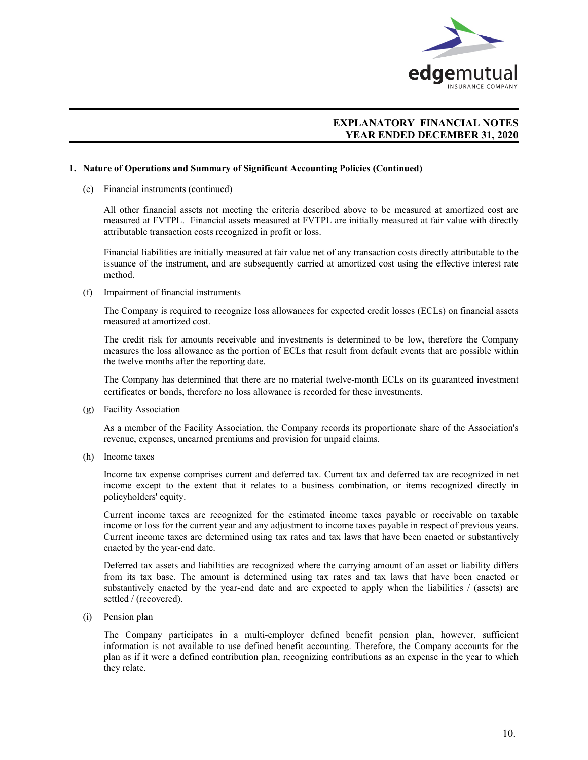## EXPLANATORY FINANCIAL NOTES
## YEAR ENDED DECEMBER 31, 2020

**1. Nature of Operations and Summary of Significant Accounting Policies (Continued)**

(e) Financial instruments (continued)

All other financial assets not meeting the criteria described above to be measured at amortized cost are measured at FVTPL. Financial assets measured at FVTPL are initially measured at fair value with directly attributable transaction costs recognized in profit or loss.

Financial liabilities are initially measured at fair value net of any transaction costs directly attributable to the issuance of the instrument, and are subsequently carried at amortized cost using the effective interest rate method.

(f) Impairment of financial instruments

The Company is required to recognize loss allowances for expected credit losses (ECLs) on financial assets measured at amortized cost.

The credit risk for amounts receivable and investments is determined to be low, therefore the Company measures the loss allowance as the portion of ECLs that result from default events that are possible within the twelve months after the reporting date.

The Company has determined that there are no material twelve-month ECLs on its guaranteed investment certificates or bonds, therefore no loss allowance is recorded for these investments.

(g) Facility Association

As a member of the Facility Association, the Company records its proportionate share of the Association's revenue, expenses, unearned premiums and provision for unpaid claims.

(h) Income taxes

Income tax expense comprises current and deferred tax. Current tax and deferred tax are recognized in net income except to the extent that it relates to a business combination, or items recognized directly in policyholders' equity.

Current income taxes are recognized for the estimated income taxes payable or receivable on taxable income or loss for the current year and any adjustment to income taxes payable in respect of previous years. Current income taxes are determined using tax rates and tax laws that have been enacted or substantively enacted by the year-end date.

Deferred tax assets and liabilities are recognized where the carrying amount of an asset or liability differs from its tax base. The amount is determined using tax rates and tax laws that have been enacted or substantively enacted by the year-end date and are expected to apply when the liabilities / (assets) are settled / (recovered).

(i) Pension plan

The Company participates in a multi-employer defined benefit pension plan, however, sufficient information is not available to use defined benefit accounting. Therefore, the Company accounts for the plan as if it were a defined contribution plan, recognizing contributions as an expense in the year to which they relate.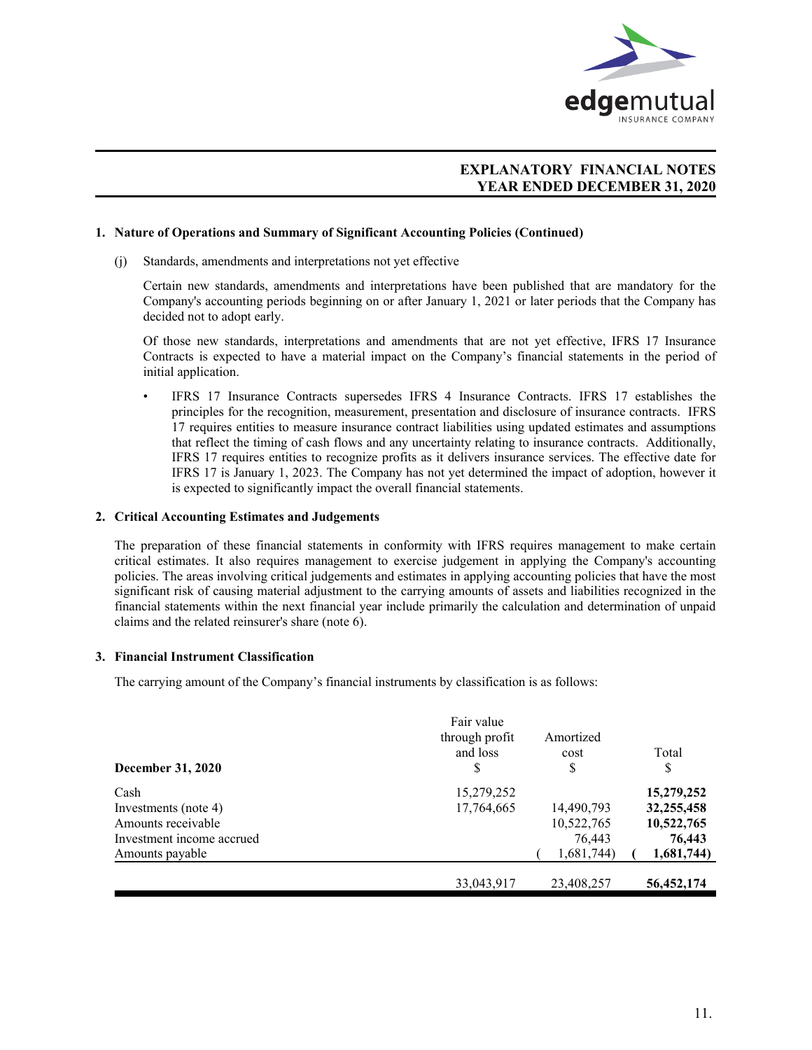# EXPLANATORY FINANCIAL NOTES
## YEAR ENDED DECEMBER 31, 2020

**1. Nature of Operations and Summary of Significant Accounting Policies (Continued)**

(j) Standards, amendments and interpretations not yet effective

Certain new standards, amendments and interpretations have been published that are mandatory for the Company's accounting periods beginning on or after January 1, 2021 or later periods that the Company has decided not to adopt early.

Of those new standards, interpretations and amendments that are not yet effective, IFRS 17 Insurance Contracts is expected to have a material impact on the Company's financial statements in the period of initial application.

- IFRS 17 Insurance Contracts supersedes IFRS 4 Insurance Contracts. IFRS 17 establishes the principles for the recognition, measurement, presentation and disclosure of insurance contracts. IFRS 17 requires entities to measure insurance contract liabilities using updated estimates and assumptions that reflect the timing of cash flows and any uncertainty relating to insurance contracts. Additionally, IFRS 17 requires entities to recognize profits as it delivers insurance services. The effective date for IFRS 17 is January 1, 2023. The Company has not yet determined the impact of adoption, however it is expected to significantly impact the overall financial statements.

**2. Critical Accounting Estimates and Judgements**

The preparation of these financial statements in conformity with IFRS requires management to make certain critical estimates. It also requires management to exercise judgement in applying the Company's accounting policies. The areas involving critical judgements and estimates in applying accounting policies that have the most significant risk of causing material adjustment to the carrying amounts of assets and liabilities recognized in the financial statements within the next financial year include primarily the calculation and determination of unpaid claims and the related reinsurer's share (note 6).

**3. Financial Instrument Classification**

The carrying amount of the Company's financial instruments by classification is as follows:

| **December 31, 2020** | Fair value through profit and loss $ | Amortized cost $ | Total $ |
|---|---|---|---|
| Cash | 15,279,252 | | **15,279,252** |
| Investments (note 4) | 17,764,665 | 14,490,793 | **32,255,458** |
| Amounts receivable | | 10,522,765 | **10,522,765** |
| Investment income accrued | | 76,443 | **76,443** |
| Amounts payable | | (1,681,744) | **(1,681,744)** |
| | 33,043,917 | 23,408,257 | **56,452,174** |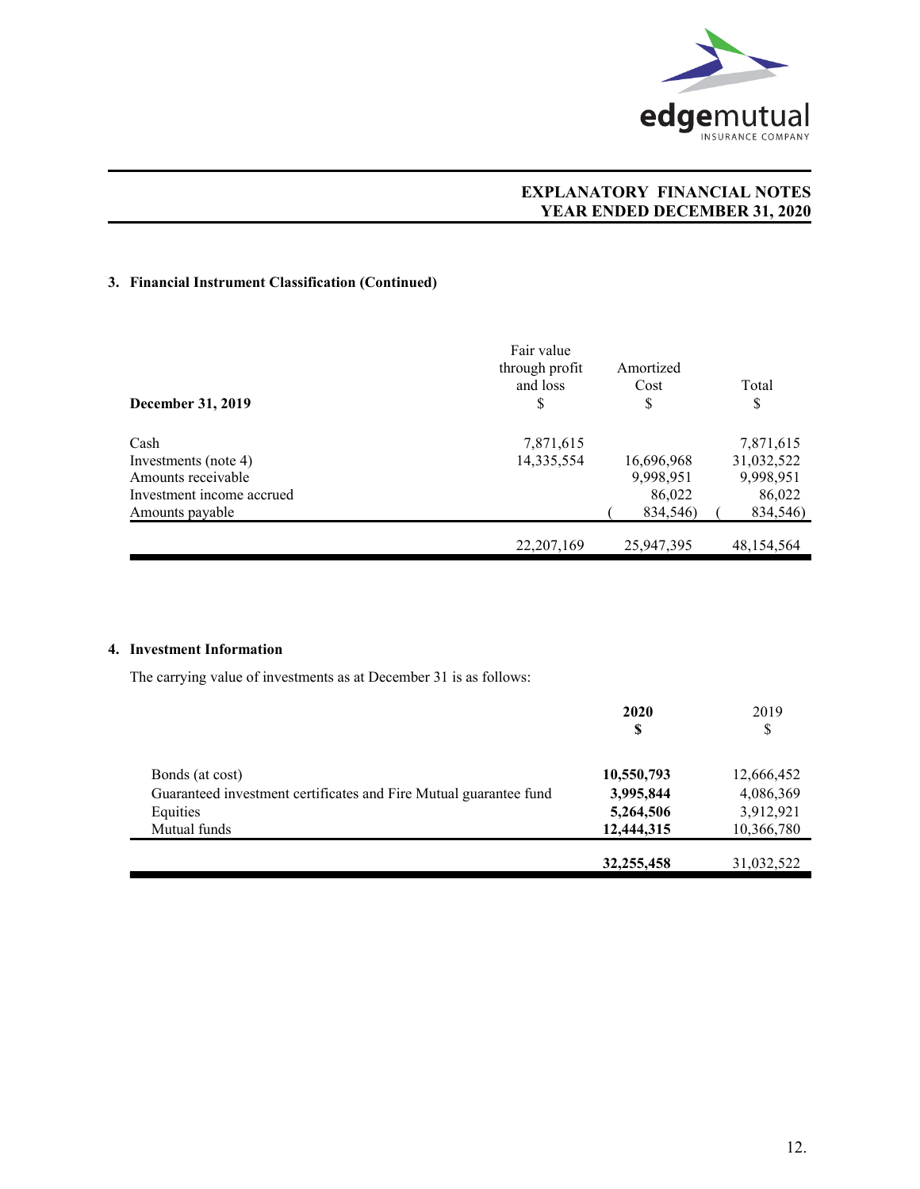### 3. Financial Instrument Classification (Continued)

| December 31, 2019 | Fair value through profit and loss $ | Amortized Cost $ | Total $ |
|---|---|---|---|
| Cash | 7,871,615 | | 7,871,615 |
| Investments (note 4) | 14,335,554 | 16,696,968 | 31,032,522 |
| Amounts receivable | | 9,998,951 | 9,998,951 |
| Investment income accrued | | 86,022 | 86,022 |
| Amounts payable | | ( 834,546) | ( 834,546) |
| | 22,207,169 | 25,947,395 | 48,154,564 |

### 4. Investment Information

The carrying value of investments as at December 31 is as follows:

| | **2020 $** | 2019 $ |
|---|---|---|
| Bonds (at cost) | **10,550,793** | 12,666,452 |
| Guaranteed investment certificates and Fire Mutual guarantee fund | **3,995,844** | 4,086,369 |
| Equities | **5,264,506** | 3,912,921 |
| Mutual funds | **12,444,315** | 10,366,780 |
| | **32,255,458** | 31,032,522 |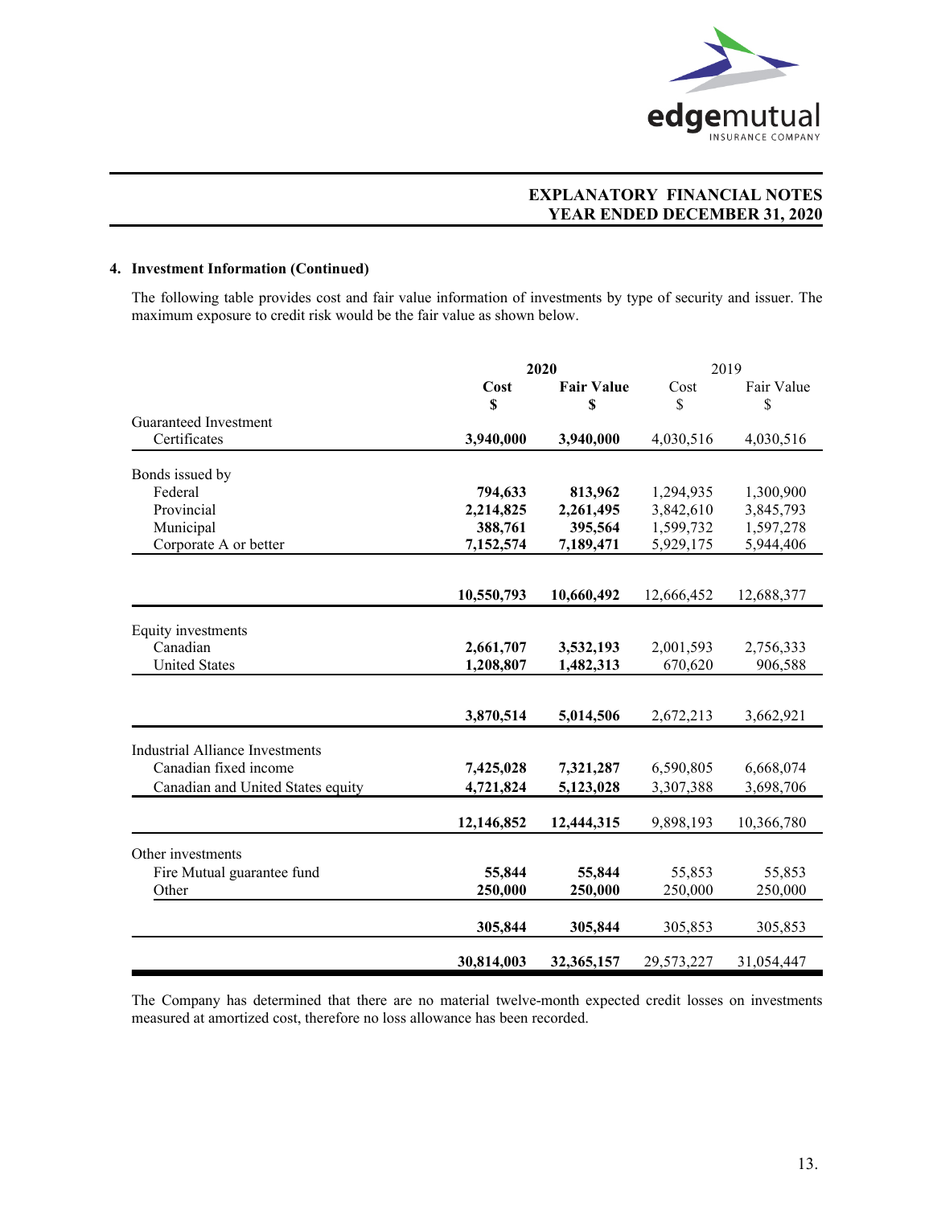## EXPLANATORY FINANCIAL NOTES
## YEAR ENDED DECEMBER 31, 2020

### 4. Investment Information (Continued)

The following table provides cost and fair value information of investments by type of security and issuer. The maximum exposure to credit risk would be the fair value as shown below.

| | **2020** | | 2019 | |
|---|---|---|---|---|
| | **Cost $** | **Fair Value $** | Cost $ | Fair Value $ |
| Guaranteed Investment Certificates | **3,940,000** | **3,940,000** | 4,030,516 | 4,030,516 |
| Bonds issued by | | | | |
| Federal | **794,633** | **813,962** | 1,294,935 | 1,300,900 |
| Provincial | **2,214,825** | **2,261,495** | 3,842,610 | 3,845,793 |
| Municipal | **388,761** | **395,564** | 1,599,732 | 1,597,278 |
| Corporate A or better | **7,152,574** | **7,189,471** | 5,929,175 | 5,944,406 |
| | **10,550,793** | **10,660,492** | 12,666,452 | 12,688,377 |
| Equity investments | | | | |
| Canadian | **2,661,707** | **3,532,193** | 2,001,593 | 2,756,333 |
| United States | **1,208,807** | **1,482,313** | 670,620 | 906,588 |
| | **3,870,514** | **5,014,506** | 2,672,213 | 3,662,921 |
| Industrial Alliance Investments | | | | |
| Canadian fixed income | **7,425,028** | **7,321,287** | 6,590,805 | 6,668,074 |
| Canadian and United States equity | **4,721,824** | **5,123,028** | 3,307,388 | 3,698,706 |
| | **12,146,852** | **12,444,315** | 9,898,193 | 10,366,780 |
| Other investments | | | | |
| Fire Mutual guarantee fund | **55,844** | **55,844** | 55,853 | 55,853 |
| Other | **250,000** | **250,000** | 250,000 | 250,000 |
| | **305,844** | **305,844** | 305,853 | 305,853 |
| | **30,814,003** | **32,365,157** | 29,573,227 | 31,054,447 |

The Company has determined that there are no material twelve-month expected credit losses on investments measured at amortized cost, therefore no loss allowance has been recorded.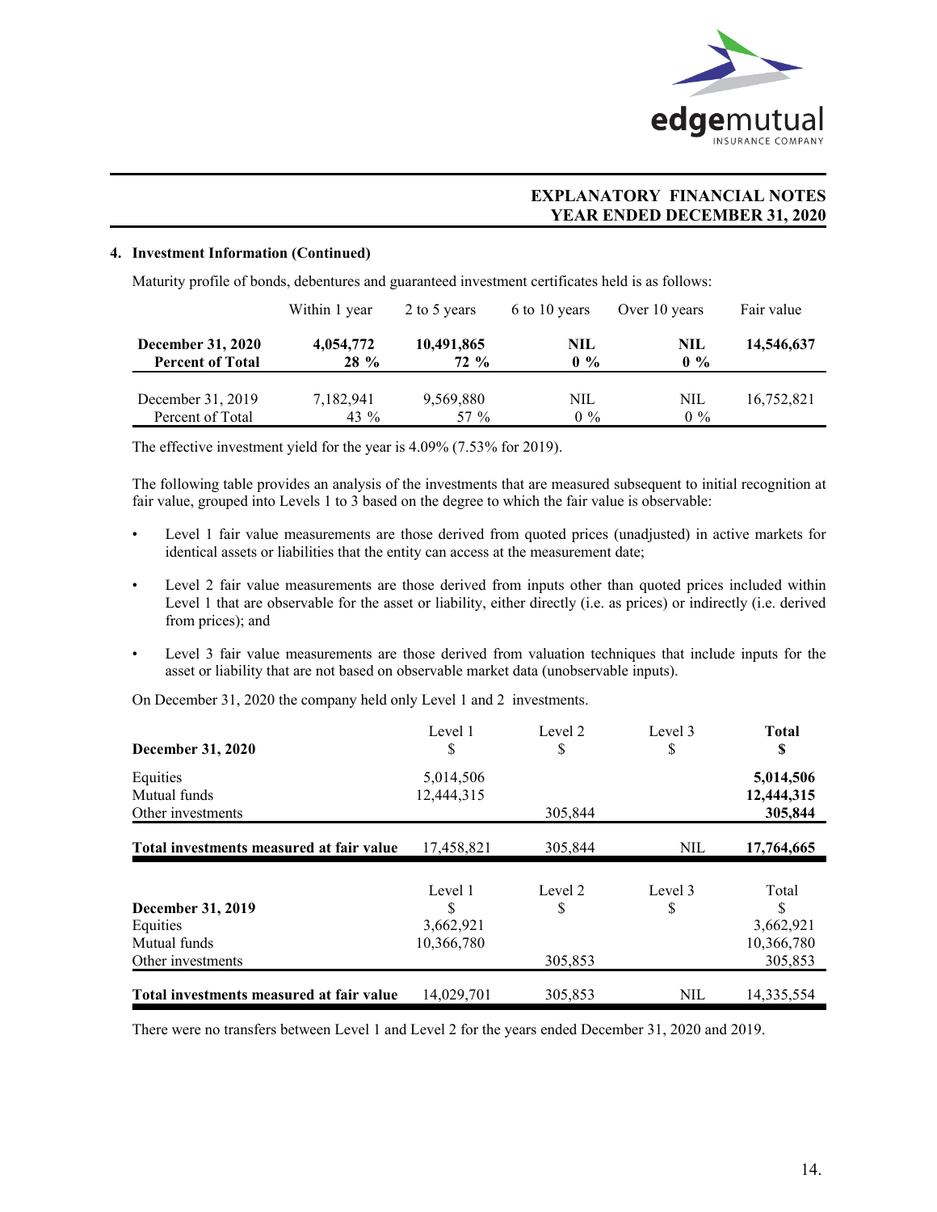### 4. Investment Information (Continued)

Maturity profile of bonds, debentures and guaranteed investment certificates held is as follows:

| | Within 1 year | 2 to 5 years | 6 to 10 years | Over 10 years | Fair value |
|---|---|---|---|---|---|
| **December 31, 2020** | **4,054,772** | **10,491,865** | **NIL** | **NIL** | **14,546,637** |
| **Percent of Total** | **28 %** | **72 %** | **0 %** | **0 %** | |
| December 31, 2019 | 7,182,941 | 9,569,880 | NIL | NIL | 16,752,821 |
| Percent of Total | 43 % | 57 % | 0 % | 0 % | |

The effective investment yield for the year is 4.09% (7.53% for 2019).

The following table provides an analysis of the investments that are measured subsequent to initial recognition at fair value, grouped into Levels 1 to 3 based on the degree to which the fair value is observable:

- Level 1 fair value measurements are those derived from quoted prices (unadjusted) in active markets for identical assets or liabilities that the entity can access at the measurement date;
- Level 2 fair value measurements are those derived from inputs other than quoted prices included within Level 1 that are observable for the asset or liability, either directly (i.e. as prices) or indirectly (i.e. derived from prices); and
- Level 3 fair value measurements are those derived from valuation techniques that include inputs for the asset or liability that are not based on observable market data (unobservable inputs).

On December 31, 2020 the company held only Level 1 and 2 investments.

| **December 31, 2020** | Level 1<br>$ | Level 2<br>$ | Level 3<br>$ | **Total**<br>**$** |
|---|---|---|---|---|
| Equities | 5,014,506 | | | **5,014,506** |
| Mutual funds | 12,444,315 | | | **12,444,315** |
| Other investments | | 305,844 | | **305,844** |
| **Total investments measured at fair value** | 17,458,821 | 305,844 | NIL | **17,764,665** |

| **December 31, 2019** | Level 1<br>$ | Level 2<br>$ | Level 3<br>$ | Total<br>$ |
|---|---|---|---|---|
| Equities | 3,662,921 | | | 3,662,921 |
| Mutual funds | 10,366,780 | | | 10,366,780 |
| Other investments | | 305,853 | | 305,853 |
| **Total investments measured at fair value** | 14,029,701 | 305,853 | NIL | 14,335,554 |

There were no transfers between Level 1 and Level 2 for the years ended December 31, 2020 and 2019.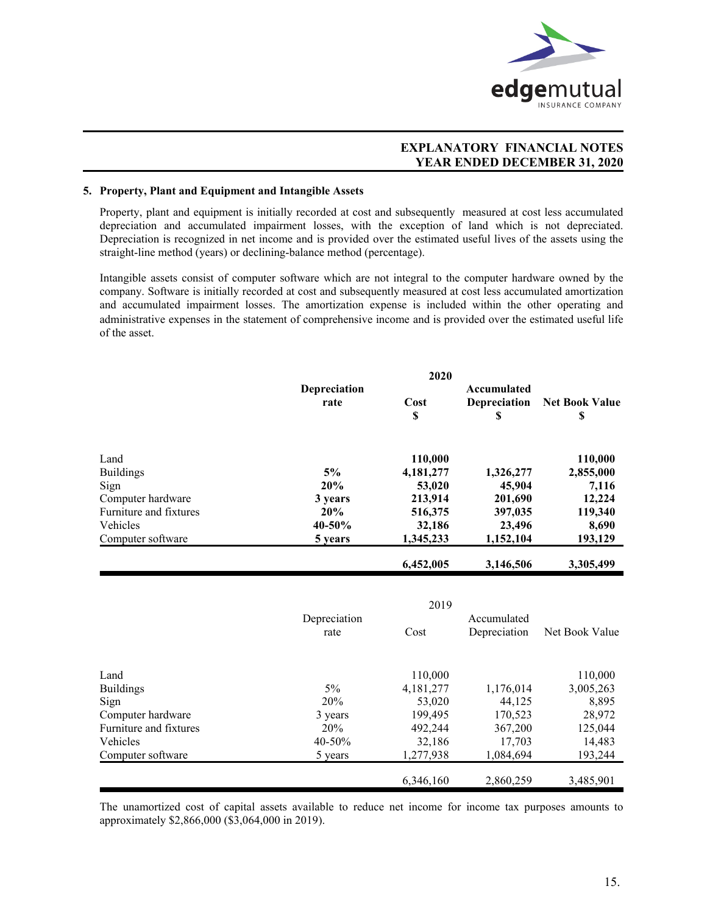**EXPLANATORY FINANCIAL NOTES**
**YEAR ENDED DECEMBER 31, 2020**

## 5. Property, Plant and Equipment and Intangible Assets

Property, plant and equipment is initially recorded at cost and subsequently measured at cost less accumulated depreciation and accumulated impairment losses, with the exception of land which is not depreciated. Depreciation is recognized in net income and is provided over the estimated useful lives of the assets using the straight-line method (years) or declining-balance method (percentage).

Intangible assets consist of computer software which are not integral to the computer hardware owned by the company. Software is initially recorded at cost and subsequently measured at cost less accumulated amortization and accumulated impairment losses. The amortization expense is included within the other operating and administrative expenses in the statement of comprehensive income and is provided over the estimated useful life of the asset.

| | | 2020 | | |
|---|---|---|---|---|
| | **Depreciation rate** | **Cost $** | **Accumulated Depreciation $** | **Net Book Value $** |
| Land | | **110,000** | | **110,000** |
| Buildings | **5%** | **4,181,277** | **1,326,277** | **2,855,000** |
| Sign | **20%** | **53,020** | **45,904** | **7,116** |
| Computer hardware | **3 years** | **213,914** | **201,690** | **12,224** |
| Furniture and fixtures | **20%** | **516,375** | **397,035** | **119,340** |
| Vehicles | **40-50%** | **32,186** | **23,496** | **8,690** |
| Computer software | **5 years** | **1,345,233** | **1,152,104** | **193,129** |
| | | **6,452,005** | **3,146,506** | **3,305,499** |

| | | 2019 | | |
|---|---|---|---|---|
| | Depreciation rate | Cost | Accumulated Depreciation | Net Book Value |
| Land | | 110,000 | | 110,000 |
| Buildings | 5% | 4,181,277 | 1,176,014 | 3,005,263 |
| Sign | 20% | 53,020 | 44,125 | 8,895 |
| Computer hardware | 3 years | 199,495 | 170,523 | 28,972 |
| Furniture and fixtures | 20% | 492,244 | 367,200 | 125,044 |
| Vehicles | 40-50% | 32,186 | 17,703 | 14,483 |
| Computer software | 5 years | 1,277,938 | 1,084,694 | 193,244 |
| | | 6,346,160 | 2,860,259 | 3,485,901 |

The unamortized cost of capital assets available to reduce net income for income tax purposes amounts to approximately $2,866,000 ($3,064,000 in 2019).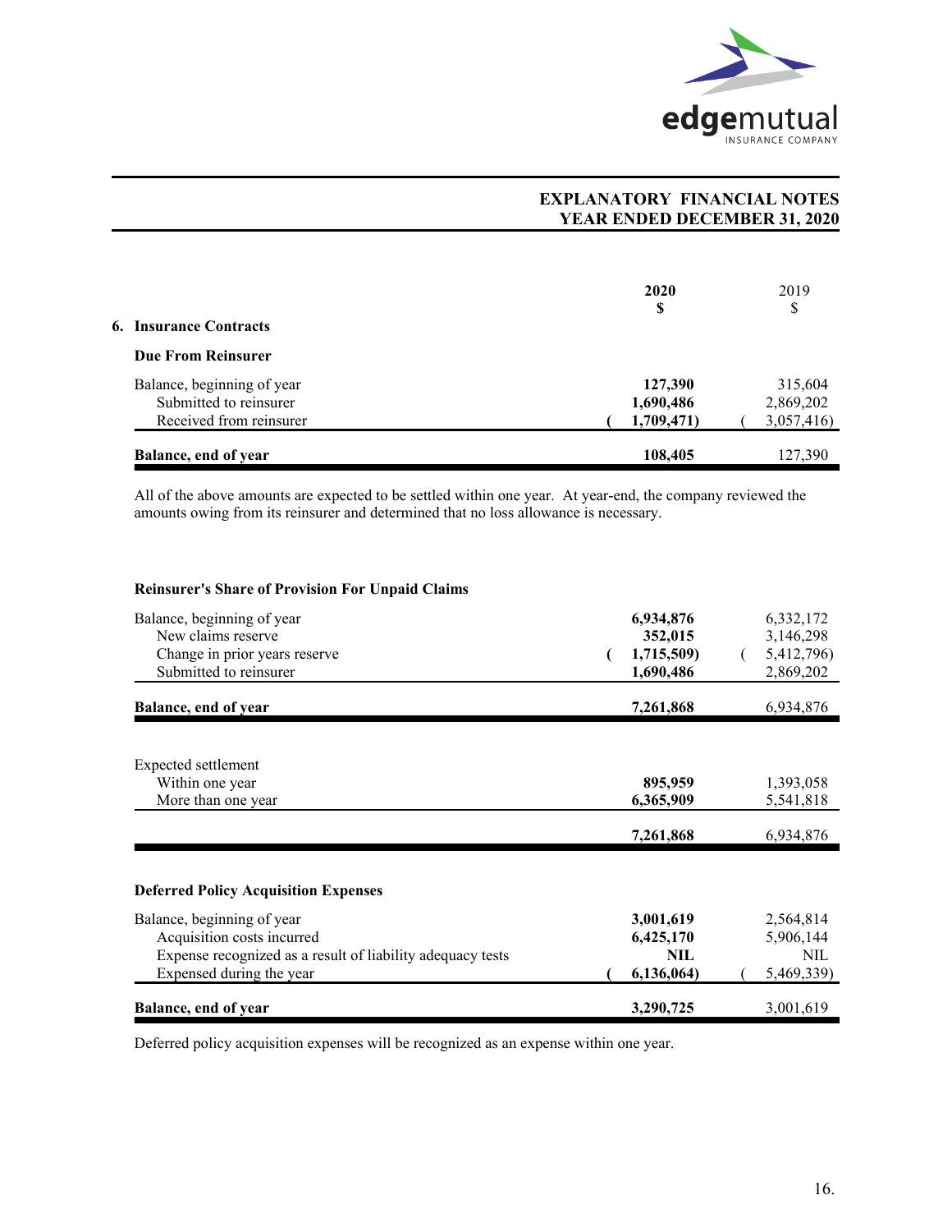## EXPLANATORY FINANCIAL NOTES
## YEAR ENDED DECEMBER 31, 2020

### 6. Insurance Contracts

**Due From Reinsurer**

| | **2020** **$** | 2019 $ |
|---|---|---|
| Balance, beginning of year | **127,390** | 315,604 |
| Submitted to reinsurer | **1,690,486** | 2,869,202 |
| Received from reinsurer | **(1,709,471)** | (3,057,416) |
| **Balance, end of year** | **108,405** | 127,390 |

All of the above amounts are expected to be settled within one year. At year-end, the company reviewed the amounts owing from its reinsurer and determined that no loss allowance is necessary.

**Reinsurer's Share of Provision For Unpaid Claims**

| | **2020** **$** | 2019 $ |
|---|---|---|
| Balance, beginning of year | **6,934,876** | 6,332,172 |
| New claims reserve | **352,015** | 3,146,298 |
| Change in prior years reserve | **(1,715,509)** | (5,412,796) |
| Submitted to reinsurer | **1,690,486** | 2,869,202 |
| **Balance, end of year** | **7,261,868** | 6,934,876 |

| | **2020** **$** | 2019 $ |
|---|---|---|
| Expected settlement | | |
| Within one year | **895,959** | 1,393,058 |
| More than one year | **6,365,909** | 5,541,818 |
| | **7,261,868** | 6,934,876 |

**Deferred Policy Acquisition Expenses**

| | **2020** **$** | 2019 $ |
|---|---|---|
| Balance, beginning of year | **3,001,619** | 2,564,814 |
| Acquisition costs incurred | **6,425,170** | 5,906,144 |
| Expense recognized as a result of liability adequacy tests | **NIL** | NIL |
| Expensed during the year | **(6,136,064)** | (5,469,339) |
| **Balance, end of year** | **3,290,725** | 3,001,619 |

Deferred policy acquisition expenses will be recognized as an expense within one year.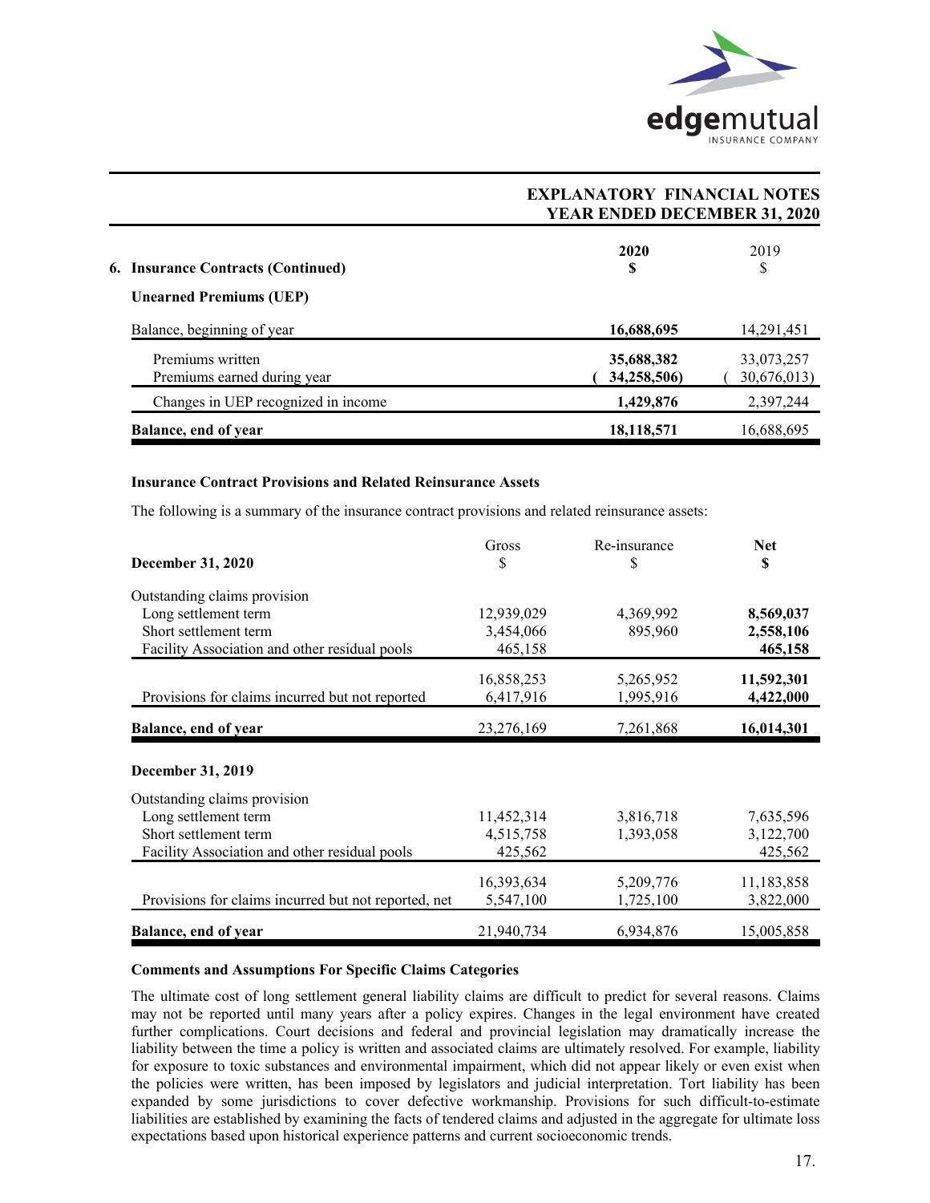**EXPLANATORY FINANCIAL NOTES**
**YEAR ENDED DECEMBER 31, 2020**

## 6. Insurance Contracts (Continued)

### Unearned Premiums (UEP)

| | **2020** **$** | 2019 $ |
|---|---|---|
| Balance, beginning of year | **16,688,695** | 14,291,451 |
| Premiums written | **35,688,382** | 33,073,257 |
| Premiums earned during year | **( 34,258,506)** | ( 30,676,013) |
| Changes in UEP recognized in income | **1,429,876** | 2,397,244 |
| **Balance, end of year** | **18,118,571** | 16,688,695 |

### Insurance Contract Provisions and Related Reinsurance Assets

The following is a summary of the insurance contract provisions and related reinsurance assets:

| **December 31, 2020** | Gross $ | Re-insurance $ | **Net** **$** |
|---|---|---|---|
| Outstanding claims provision | | | |
| Long settlement term | 12,939,029 | 4,369,992 | **8,569,037** |
| Short settlement term | 3,454,066 | 895,960 | **2,558,106** |
| Facility Association and other residual pools | 465,158 | | **465,158** |
| | 16,858,253 | 5,265,952 | **11,592,301** |
| Provisions for claims incurred but not reported | 6,417,916 | 1,995,916 | **4,422,000** |
| **Balance, end of year** | 23,276,169 | 7,261,868 | **16,014,301** |

| **December 31, 2019** | Gross $ | Re-insurance $ | Net $ |
|---|---|---|---|
| Outstanding claims provision | | | |
| Long settlement term | 11,452,314 | 3,816,718 | 7,635,596 |
| Short settlement term | 4,515,758 | 1,393,058 | 3,122,700 |
| Facility Association and other residual pools | 425,562 | | 425,562 |
| | 16,393,634 | 5,209,776 | 11,183,858 |
| Provisions for claims incurred but not reported, net | 5,547,100 | 1,725,100 | 3,822,000 |
| **Balance, end of year** | 21,940,734 | 6,934,876 | 15,005,858 |

### Comments and Assumptions For Specific Claims Categories

The ultimate cost of long settlement general liability claims are difficult to predict for several reasons. Claims may not be reported until many years after a policy expires. Changes in the legal environment have created further complications. Court decisions and federal and provincial legislation may dramatically increase the liability between the time a policy is written and associated claims are ultimately resolved. For example, liability for exposure to toxic substances and environmental impairment, which did not appear likely or even exist when the policies were written, has been imposed by legislators and judicial interpretation. Tort liability has been expanded by some jurisdictions to cover defective workmanship. Provisions for such difficult-to-estimate liabilities are established by examining the facts of tendered claims and adjusted in the aggregate for ultimate loss expectations based upon historical experience patterns and current socioeconomic trends.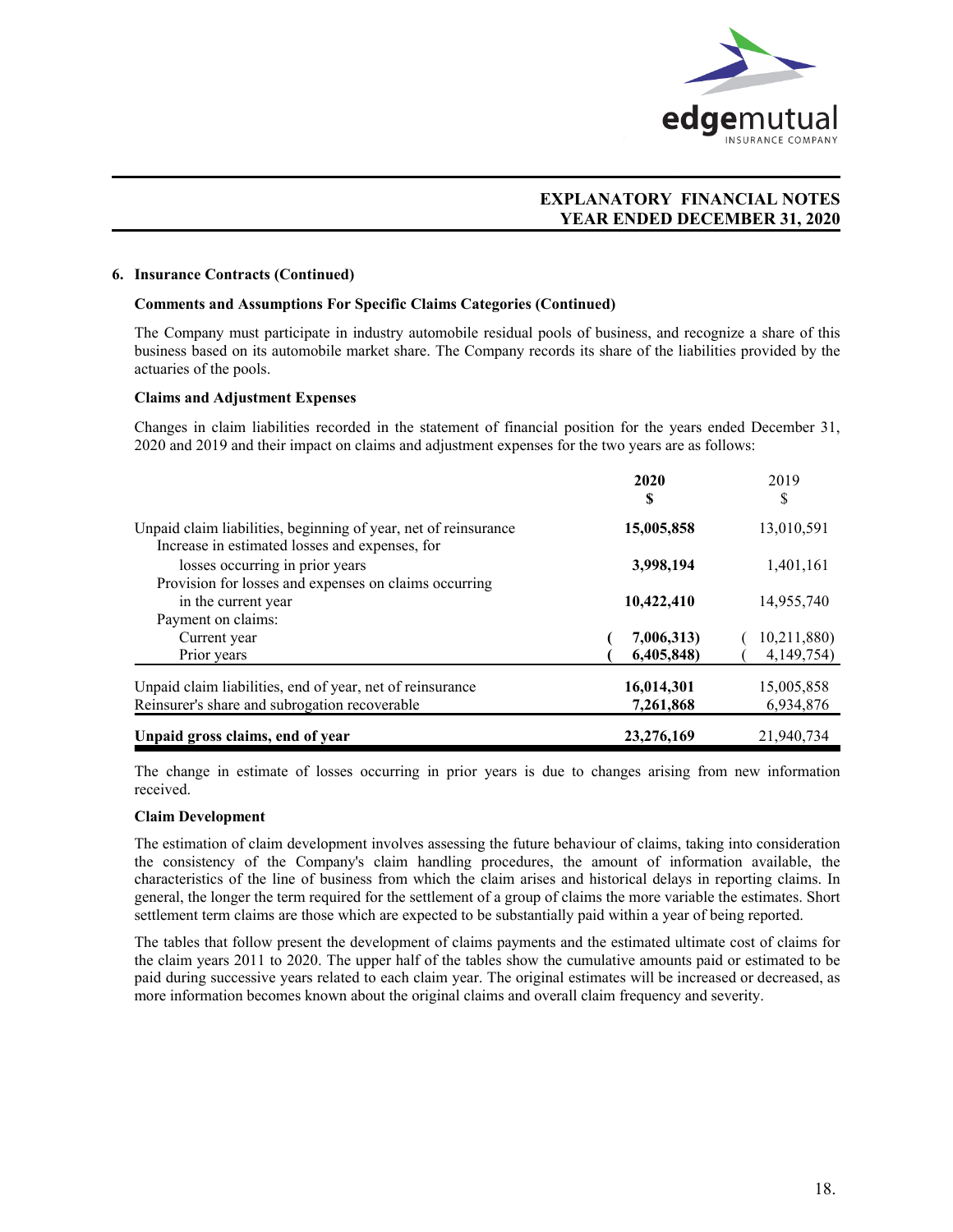**EXPLANATORY FINANCIAL NOTES**
**YEAR ENDED DECEMBER 31, 2020**

### 6. Insurance Contracts (Continued)

#### Comments and Assumptions For Specific Claims Categories (Continued)

The Company must participate in industry automobile residual pools of business, and recognize a share of this business based on its automobile market share. The Company records its share of the liabilities provided by the actuaries of the pools.

#### Claims and Adjustment Expenses

Changes in claim liabilities recorded in the statement of financial position for the years ended December 31, 2020 and 2019 and their impact on claims and adjustment expenses for the two years are as follows:

| | **2020** | 2019 |
|---|---|---|
| | **$** | $ |
| Unpaid claim liabilities, beginning of year, net of reinsurance | **15,005,858** | 13,010,591 |
| Increase in estimated losses and expenses, for losses occurring in prior years | **3,998,194** | 1,401,161 |
| Provision for losses and expenses on claims occurring in the current year | **10,422,410** | 14,955,740 |
| Payment on claims: | | |
| Current year | **( 7,006,313)** | ( 10,211,880) |
| Prior years | **( 6,405,848)** | ( 4,149,754) |
| Unpaid claim liabilities, end of year, net of reinsurance | **16,014,301** | 15,005,858 |
| Reinsurer's share and subrogation recoverable | **7,261,868** | 6,934,876 |
| **Unpaid gross claims, end of year** | **23,276,169** | 21,940,734 |

The change in estimate of losses occurring in prior years is due to changes arising from new information received.

#### Claim Development

The estimation of claim development involves assessing the future behaviour of claims, taking into consideration the consistency of the Company's claim handling procedures, the amount of information available, the characteristics of the line of business from which the claim arises and historical delays in reporting claims. In general, the longer the term required for the settlement of a group of claims the more variable the estimates. Short settlement term claims are those which are expected to be substantially paid within a year of being reported.

The tables that follow present the development of claims payments and the estimated ultimate cost of claims for the claim years 2011 to 2020. The upper half of the tables show the cumulative amounts paid or estimated to be paid during successive years related to each claim year. The original estimates will be increased or decreased, as more information becomes known about the original claims and overall claim frequency and severity.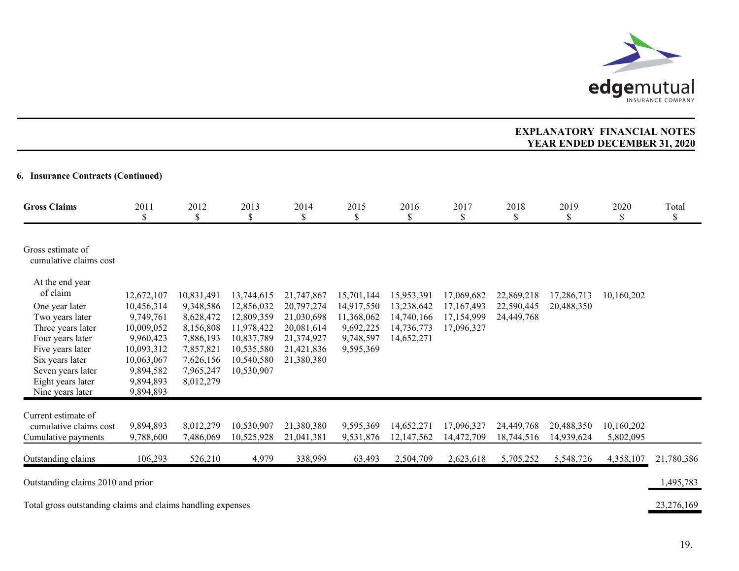**EXPLANATORY FINANCIAL NOTES**
**YEAR ENDED DECEMBER 31, 2020**

### 6. Insurance Contracts (Continued)

| Gross Claims | 2011 $ | 2012 $ | 2013 $ | 2014 $ | 2015 $ | 2016 $ | 2017 $ | 2018 $ | 2019 $ | 2020 $ | Total $ |
|---|---|---|---|---|---|---|---|---|---|---|---|
| Gross estimate of cumulative claims cost | | | | | | | | | | | |
| At the end year of claim | 12,672,107 | 10,831,491 | 13,744,615 | 21,747,867 | 15,701,144 | 15,953,391 | 17,069,682 | 22,869,218 | 17,286,713 | 10,160,202 | |
| One year later | 10,456,314 | 9,348,586 | 12,856,032 | 20,797,274 | 14,917,550 | 13,238,642 | 17,167,493 | 22,590,445 | 20,488,350 | | |
| Two years later | 9,749,761 | 8,628,472 | 12,809,359 | 21,030,698 | 11,368,062 | 14,740,166 | 17,154,999 | 24,449,768 | | | |
| Three years later | 10,009,052 | 8,156,808 | 11,978,422 | 20,081,614 | 9,692,225 | 14,736,773 | 17,096,327 | | | | |
| Four years later | 9,960,423 | 7,886,193 | 10,837,789 | 21,374,927 | 9,748,597 | 14,652,271 | | | | | |
| Five years later | 10,093,312 | 7,857,821 | 10,535,580 | 21,421,836 | 9,595,369 | | | | | | |
| Six years later | 10,063,067 | 7,626,156 | 10,540,580 | 21,380,380 | | | | | | | |
| Seven years later | 9,894,582 | 7,965,247 | 10,530,907 | | | | | | | | |
| Eight years later | 9,894,893 | 8,012,279 | | | | | | | | | |
| Nine years later | 9,894,893 | | | | | | | | | | |
| Current estimate of cumulative claims cost | 9,894,893 | 8,012,279 | 10,530,907 | 21,380,380 | 9,595,369 | 14,652,271 | 17,096,327 | 24,449,768 | 20,488,350 | 10,160,202 | |
| Cumulative payments | 9,788,600 | 7,486,069 | 10,525,928 | 21,041,381 | 9,531,876 | 12,147,562 | 14,472,709 | 18,744,516 | 14,939,624 | 5,802,095 | |
| Outstanding claims | 106,293 | 526,210 | 4,979 | 338,999 | 63,493 | 2,504,709 | 2,623,618 | 5,705,252 | 5,548,726 | 4,358,107 | 21,780,386 |
| Outstanding claims 2010 and prior | | | | | | | | | | | 1,495,783 |
| Total gross outstanding claims and claims handling expenses | | | | | | | | | | | 23,276,169 |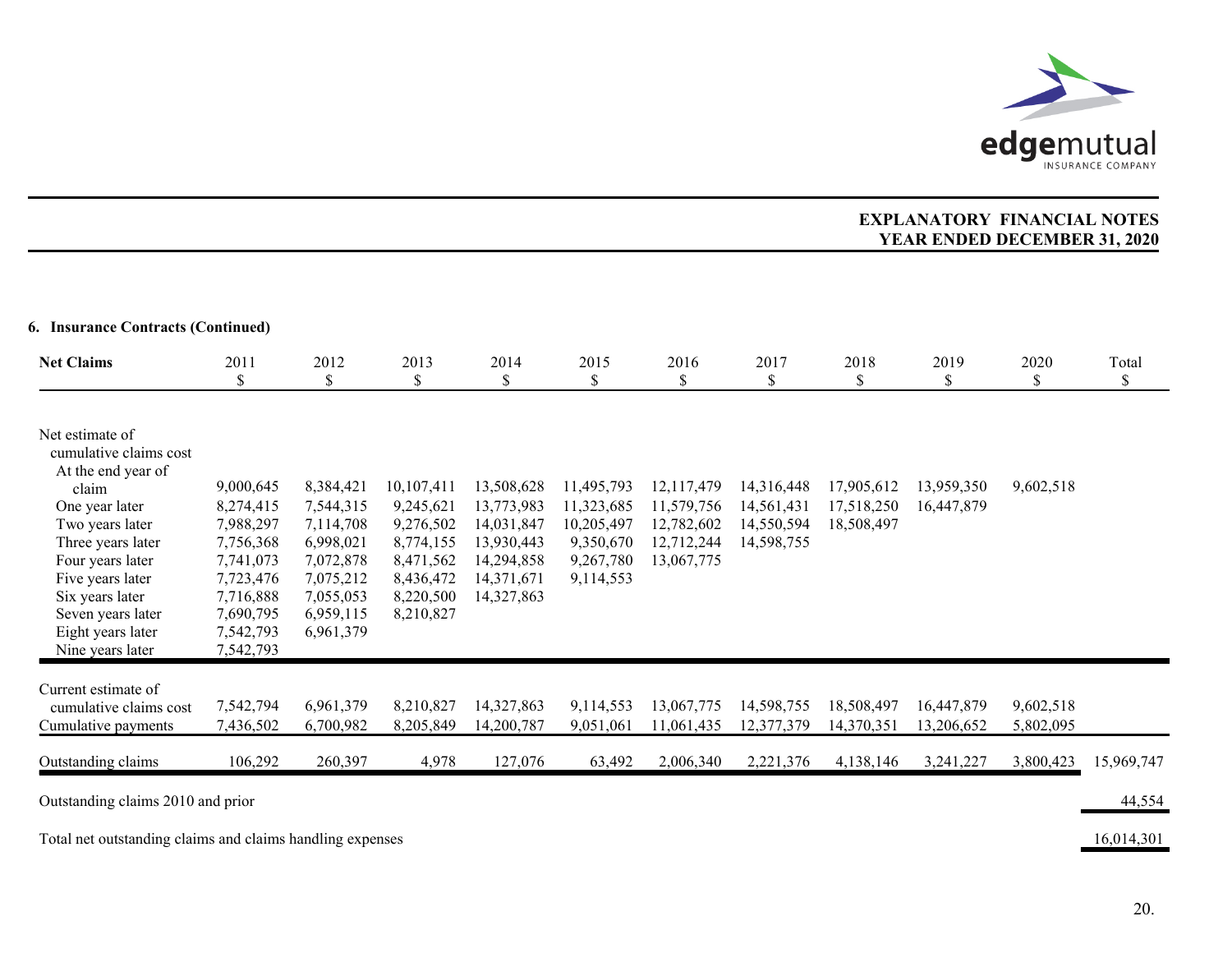## 6. Insurance Contracts (Continued)

| Net Claims | 2011<br>$ | 2012<br>$ | 2013<br>$ | 2014<br>$ | 2015<br>$ | 2016<br>$ | 2017<br>$ | 2018<br>$ | 2019<br>$ | 2020<br>$ | Total<br>$ |
|---|---|---|---|---|---|---|---|---|---|---|---|
| Net estimate of cumulative claims cost | | | | | | | | | | | |
| At the end year of claim | 9,000,645 | 8,384,421 | 10,107,411 | 13,508,628 | 11,495,793 | 12,117,479 | 14,316,448 | 17,905,612 | 13,959,350 | 9,602,518 | |
| One year later | 8,274,415 | 7,544,315 | 9,245,621 | 13,773,983 | 11,323,685 | 11,579,756 | 14,561,431 | 17,518,250 | 16,447,879 | | |
| Two years later | 7,988,297 | 7,114,708 | 9,276,502 | 14,031,847 | 10,205,497 | 12,782,602 | 14,550,594 | 18,508,497 | | | |
| Three years later | 7,756,368 | 6,998,021 | 8,774,155 | 13,930,443 | 9,350,670 | 12,712,244 | 14,598,755 | | | | |
| Four years later | 7,741,073 | 7,072,878 | 8,471,562 | 14,294,858 | 9,267,780 | 13,067,775 | | | | | |
| Five years later | 7,723,476 | 7,075,212 | 8,436,472 | 14,371,671 | 9,114,553 | | | | | | |
| Six years later | 7,716,888 | 7,055,053 | 8,220,500 | 14,327,863 | | | | | | | |
| Seven years later | 7,690,795 | 6,959,115 | 8,210,827 | | | | | | | | |
| Eight years later | 7,542,793 | 6,961,379 | | | | | | | | | |
| Nine years later | 7,542,793 | | | | | | | | | | |
| Current estimate of cumulative claims cost | 7,542,794 | 6,961,379 | 8,210,827 | 14,327,863 | 9,114,553 | 13,067,775 | 14,598,755 | 18,508,497 | 16,447,879 | 9,602,518 | |
| Cumulative payments | 7,436,502 | 6,700,982 | 8,205,849 | 14,200,787 | 9,051,061 | 11,061,435 | 12,377,379 | 14,370,351 | 13,206,652 | 5,802,095 | |
| Outstanding claims | 106,292 | 260,397 | 4,978 | 127,076 | 63,492 | 2,006,340 | 2,221,376 | 4,138,146 | 3,241,227 | 3,800,423 | 15,969,747 |
| Outstanding claims 2010 and prior | | | | | | | | | | | 44,554 |
| Total net outstanding claims and claims handling expenses | | | | | | | | | | | 16,014,301 |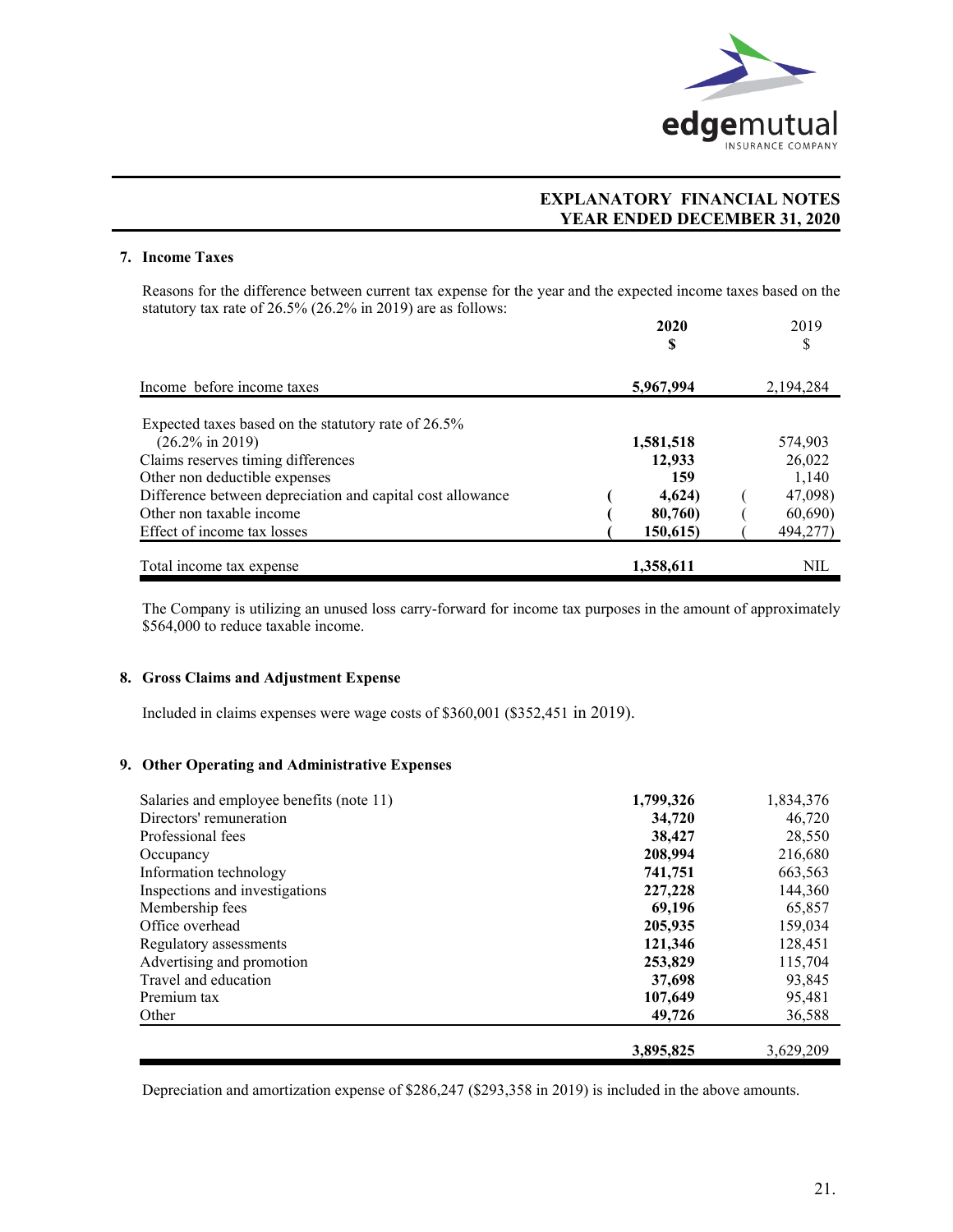**EXPLANATORY FINANCIAL NOTES**
**YEAR ENDED DECEMBER 31, 2020**

## 7. Income Taxes

Reasons for the difference between current tax expense for the year and the expected income taxes based on the statutory tax rate of 26.5% (26.2% in 2019) are as follows:

| | 2020<br>$ | 2019<br>$ |
|---|---|---|
| Income before income taxes | **5,967,994** | 2,194,284 |
| Expected taxes based on the statutory rate of 26.5% (26.2% in 2019) | **1,581,518** | 574,903 |
| Claims reserves timing differences | **12,933** | 26,022 |
| Other non deductible expenses | **159** | 1,140 |
| Difference between depreciation and capital cost allowance | **(4,624)** | (47,098) |
| Other non taxable income | **(80,760)** | (60,690) |
| Effect of income tax losses | **(150,615)** | (494,277) |
| Total income tax expense | **1,358,611** | NIL |

The Company is utilizing an unused loss carry-forward for income tax purposes in the amount of approximately $564,000 to reduce taxable income.

## 8. Gross Claims and Adjustment Expense

Included in claims expenses were wage costs of $360,001 ($352,451 in 2019).

## 9. Other Operating and Administrative Expenses

| | 2020 | 2019 |
|---|---|---|
| Salaries and employee benefits (note 11) | **1,799,326** | 1,834,376 |
| Directors' remuneration | **34,720** | 46,720 |
| Professional fees | **38,427** | 28,550 |
| Occupancy | **208,994** | 216,680 |
| Information technology | **741,751** | 663,563 |
| Inspections and investigations | **227,228** | 144,360 |
| Membership fees | **69,196** | 65,857 |
| Office overhead | **205,935** | 159,034 |
| Regulatory assessments | **121,346** | 128,451 |
| Advertising and promotion | **253,829** | 115,704 |
| Travel and education | **37,698** | 93,845 |
| Premium tax | **107,649** | 95,481 |
| Other | **49,726** | 36,588 |
| | **3,895,825** | 3,629,209 |

Depreciation and amortization expense of $286,247 ($293,358 in 2019) is included in the above amounts.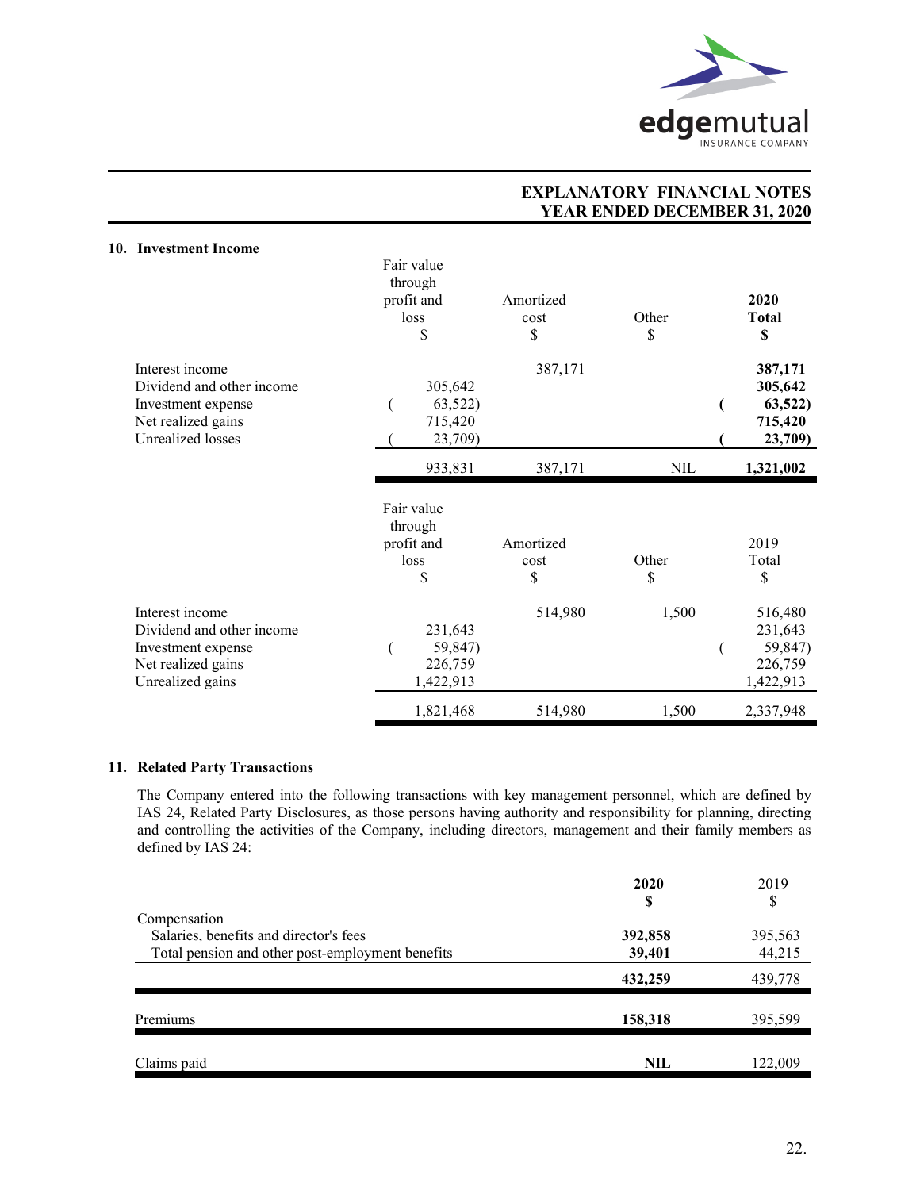**EXPLANATORY FINANCIAL NOTES**
**YEAR ENDED DECEMBER 31, 2020**

## 10. Investment Income

| | Fair value through profit and loss<br>$ | Amortized cost<br>$ | Other<br>$ | **2020 Total**<br>**$** |
|---|---|---|---|---|
| Interest income | | 387,171 | | **387,171** |
| Dividend and other income | 305,642 | | | **305,642** |
| Investment expense | ( 63,522) | | | **( 63,522)** |
| Net realized gains | 715,420 | | | **715,420** |
| Unrealized losses | ( 23,709) | | | **( 23,709)** |
| | 933,831 | 387,171 | NIL | **1,321,002** |

| | Fair value through profit and loss<br>$ | Amortized cost<br>$ | Other<br>$ | 2019 Total<br>$ |
|---|---|---|---|---|
| Interest income | | 514,980 | 1,500 | 516,480 |
| Dividend and other income | 231,643 | | | 231,643 |
| Investment expense | ( 59,847) | | | ( 59,847) |
| Net realized gains | 226,759 | | | 226,759 |
| Unrealized gains | 1,422,913 | | | 1,422,913 |
| | 1,821,468 | 514,980 | 1,500 | 2,337,948 |

## 11. Related Party Transactions

The Company entered into the following transactions with key management personnel, which are defined by IAS 24, Related Party Disclosures, as those persons having authority and responsibility for planning, directing and controlling the activities of the Company, including directors, management and their family members as defined by IAS 24:

| | **2020**<br>**$** | 2019<br>$ |
|---|---|---|
| Compensation | | |
| Salaries, benefits and director's fees | **392,858** | 395,563 |
| Total pension and other post-employment benefits | **39,401** | 44,215 |
| | **432,259** | 439,778 |
| Premiums | **158,318** | 395,599 |
| Claims paid | **NIL** | 122,009 |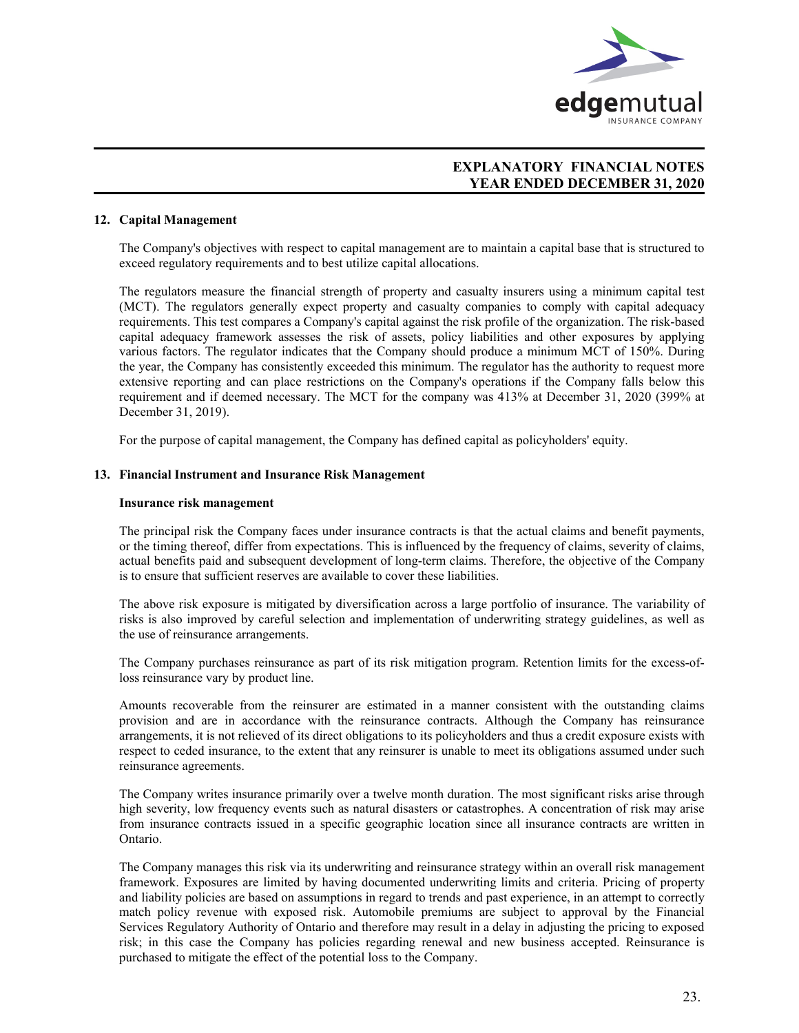## 12. Capital Management

The Company's objectives with respect to capital management are to maintain a capital base that is structured to exceed regulatory requirements and to best utilize capital allocations.

The regulators measure the financial strength of property and casualty insurers using a minimum capital test (MCT). The regulators generally expect property and casualty companies to comply with capital adequacy requirements. This test compares a Company's capital against the risk profile of the organization. The risk-based capital adequacy framework assesses the risk of assets, policy liabilities and other exposures by applying various factors. The regulator indicates that the Company should produce a minimum MCT of 150%. During the year, the Company has consistently exceeded this minimum. The regulator has the authority to request more extensive reporting and can place restrictions on the Company's operations if the Company falls below this requirement and if deemed necessary. The MCT for the company was 413% at December 31, 2020 (399% at December 31, 2019).

For the purpose of capital management, the Company has defined capital as policyholders' equity.

## 13. Financial Instrument and Insurance Risk Management

### Insurance risk management

The principal risk the Company faces under insurance contracts is that the actual claims and benefit payments, or the timing thereof, differ from expectations. This is influenced by the frequency of claims, severity of claims, actual benefits paid and subsequent development of long-term claims. Therefore, the objective of the Company is to ensure that sufficient reserves are available to cover these liabilities.

The above risk exposure is mitigated by diversification across a large portfolio of insurance. The variability of risks is also improved by careful selection and implementation of underwriting strategy guidelines, as well as the use of reinsurance arrangements.

The Company purchases reinsurance as part of its risk mitigation program. Retention limits for the excess-of-loss reinsurance vary by product line.

Amounts recoverable from the reinsurer are estimated in a manner consistent with the outstanding claims provision and are in accordance with the reinsurance contracts. Although the Company has reinsurance arrangements, it is not relieved of its direct obligations to its policyholders and thus a credit exposure exists with respect to ceded insurance, to the extent that any reinsurer is unable to meet its obligations assumed under such reinsurance agreements.

The Company writes insurance primarily over a twelve month duration. The most significant risks arise through high severity, low frequency events such as natural disasters or catastrophes. A concentration of risk may arise from insurance contracts issued in a specific geographic location since all insurance contracts are written in Ontario.

The Company manages this risk via its underwriting and reinsurance strategy within an overall risk management framework. Exposures are limited by having documented underwriting limits and criteria. Pricing of property and liability policies are based on assumptions in regard to trends and past experience, in an attempt to correctly match policy revenue with exposed risk. Automobile premiums are subject to approval by the Financial Services Regulatory Authority of Ontario and therefore may result in a delay in adjusting the pricing to exposed risk; in this case the Company has policies regarding renewal and new business accepted. Reinsurance is purchased to mitigate the effect of the potential loss to the Company.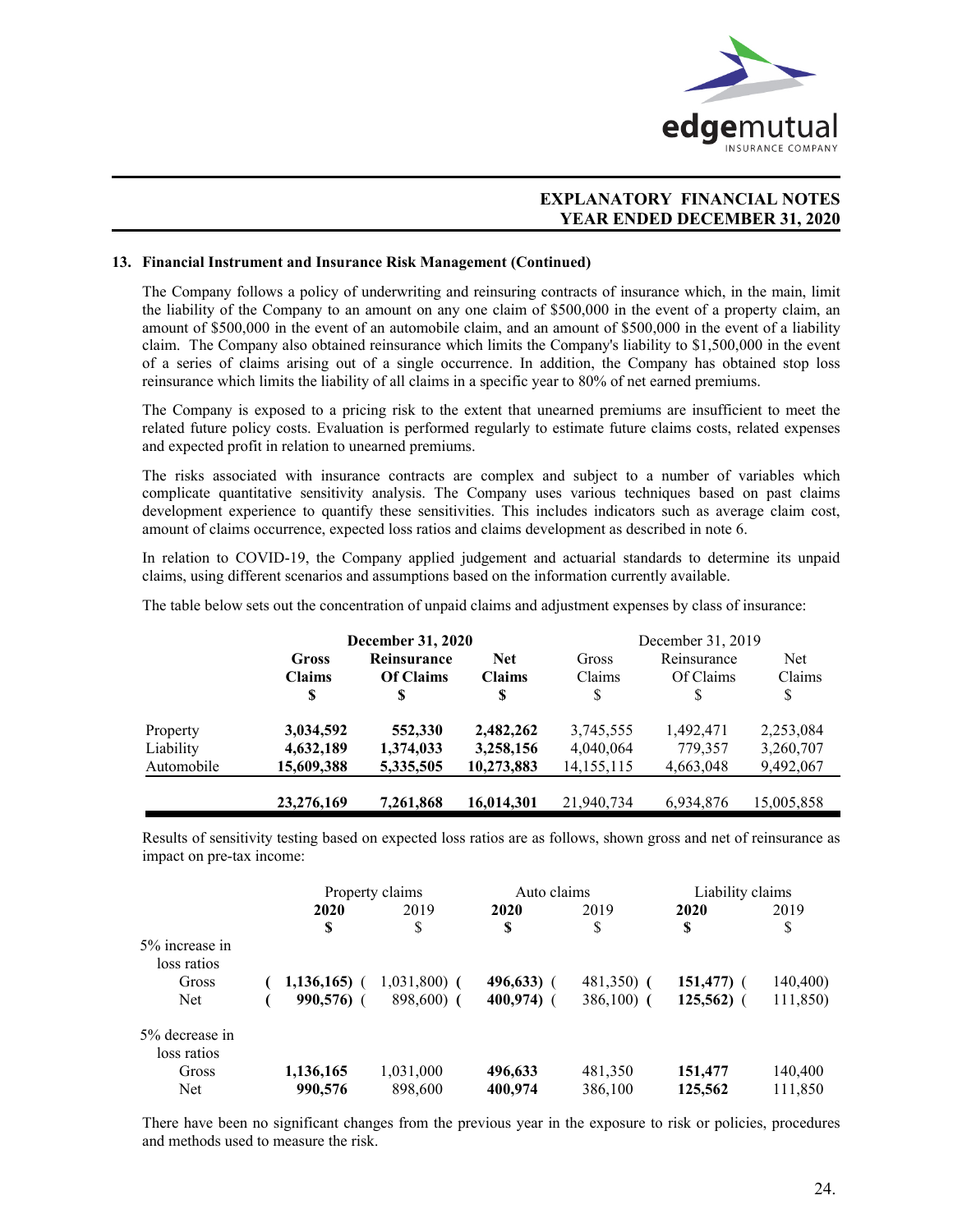## 13. Financial Instrument and Insurance Risk Management (Continued)

The Company follows a policy of underwriting and reinsuring contracts of insurance which, in the main, limit the liability of the Company to an amount on any one claim of $500,000 in the event of a property claim, an amount of $500,000 in the event of an automobile claim, and an amount of $500,000 in the event of a liability claim. The Company also obtained reinsurance which limits the Company's liability to $1,500,000 in the event of a series of claims arising out of a single occurrence. In addition, the Company has obtained stop loss reinsurance which limits the liability of all claims in a specific year to 80% of net earned premiums.

The Company is exposed to a pricing risk to the extent that unearned premiums are insufficient to meet the related future policy costs. Evaluation is performed regularly to estimate future claims costs, related expenses and expected profit in relation to unearned premiums.

The risks associated with insurance contracts are complex and subject to a number of variables which complicate quantitative sensitivity analysis. The Company uses various techniques based on past claims development experience to quantify these sensitivities. This includes indicators such as average claim cost, amount of claims occurrence, expected loss ratios and claims development as described in note 6.

In relation to COVID-19, the Company applied judgement and actuarial standards to determine its unpaid claims, using different scenarios and assumptions based on the information currently available.

The table below sets out the concentration of unpaid claims and adjustment expenses by class of insurance:

| | **December 31, 2020** | | | December 31, 2019 | | |
|---|---|---|---|---|---|---|
| | **Gross Claims $** | **Reinsurance Of Claims $** | **Net Claims $** | Gross Claims $ | Reinsurance Of Claims $ | Net Claims $ |
| Property | **3,034,592** | **552,330** | **2,482,262** | 3,745,555 | 1,492,471 | 2,253,084 |
| Liability | **4,632,189** | **1,374,033** | **3,258,156** | 4,040,064 | 779,357 | 3,260,707 |
| Automobile | **15,609,388** | **5,335,505** | **10,273,883** | 14,155,115 | 4,663,048 | 9,492,067 |
| | **23,276,169** | **7,261,868** | **16,014,301** | 21,940,734 | 6,934,876 | 15,005,858 |

Results of sensitivity testing based on expected loss ratios are as follows, shown gross and net of reinsurance as impact on pre-tax income:

| | Property claims | | Auto claims | | Liability claims | |
|---|---|---|---|---|---|---|
| | **2020 $** | 2019 $ | **2020 $** | 2019 $ | **2020 $** | 2019 $ |
| 5% increase in loss ratios | | | | | | |
| Gross | **(1,136,165)** | (1,031,800) | **(496,633)** | (481,350) | **(151,477)** | (140,400) |
| Net | **(990,576)** | (898,600) | **(400,974)** | (386,100) | **(125,562)** | (111,850) |
| 5% decrease in loss ratios | | | | | | |
| Gross | **1,136,165** | 1,031,000 | **496,633** | 481,350 | **151,477** | 140,400 |
| Net | **990,576** | 898,600 | **400,974** | 386,100 | **125,562** | 111,850 |

There have been no significant changes from the previous year in the exposure to risk or policies, procedures and methods used to measure the risk.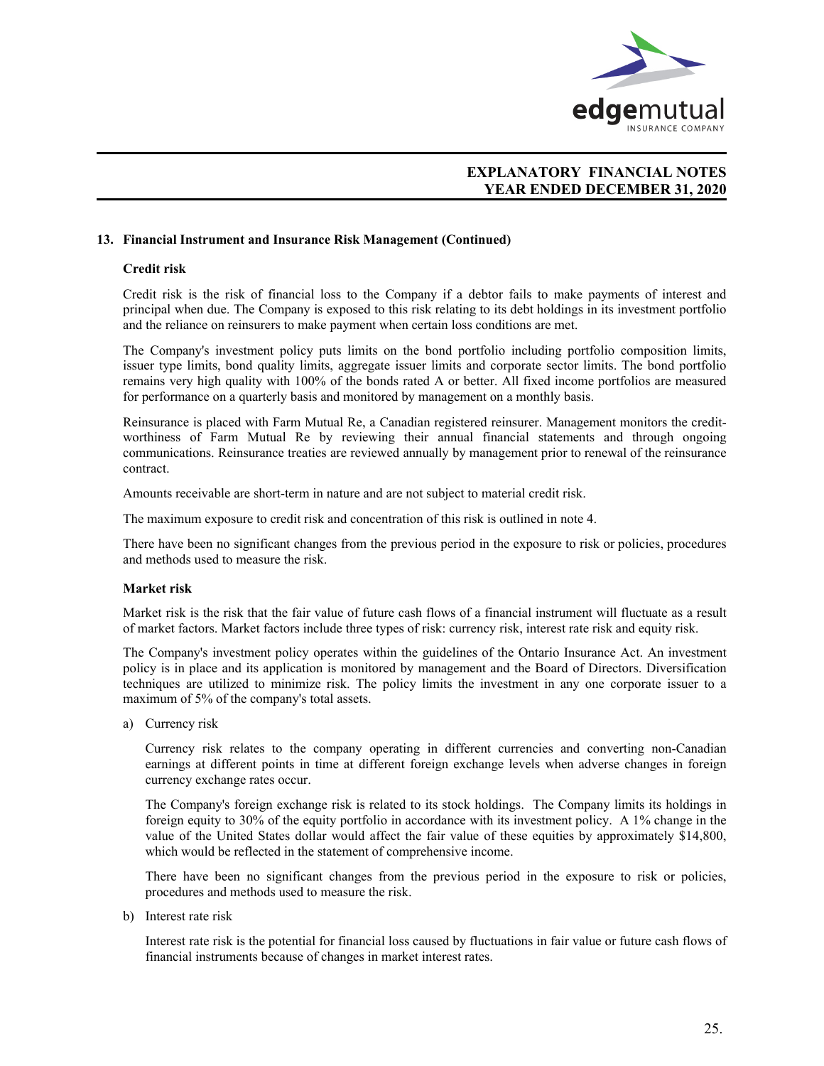**13. Financial Instrument and Insurance Risk Management (Continued)**

**Credit risk**

Credit risk is the risk of financial loss to the Company if a debtor fails to make payments of interest and principal when due. The Company is exposed to this risk relating to its debt holdings in its investment portfolio and the reliance on reinsurers to make payment when certain loss conditions are met.

The Company's investment policy puts limits on the bond portfolio including portfolio composition limits, issuer type limits, bond quality limits, aggregate issuer limits and corporate sector limits. The bond portfolio remains very high quality with 100% of the bonds rated A or better. All fixed income portfolios are measured for performance on a quarterly basis and monitored by management on a monthly basis.

Reinsurance is placed with Farm Mutual Re, a Canadian registered reinsurer. Management monitors the credit-worthiness of Farm Mutual Re by reviewing their annual financial statements and through ongoing communications. Reinsurance treaties are reviewed annually by management prior to renewal of the reinsurance contract.

Amounts receivable are short-term in nature and are not subject to material credit risk.

The maximum exposure to credit risk and concentration of this risk is outlined in note 4.

There have been no significant changes from the previous period in the exposure to risk or policies, procedures and methods used to measure the risk.

**Market risk**

Market risk is the risk that the fair value of future cash flows of a financial instrument will fluctuate as a result of market factors. Market factors include three types of risk: currency risk, interest rate risk and equity risk.

The Company's investment policy operates within the guidelines of the Ontario Insurance Act. An investment policy is in place and its application is monitored by management and the Board of Directors. Diversification techniques are utilized to minimize risk. The policy limits the investment in any one corporate issuer to a maximum of 5% of the company's total assets.

a) Currency risk

Currency risk relates to the company operating in different currencies and converting non-Canadian earnings at different points in time at different foreign exchange levels when adverse changes in foreign currency exchange rates occur.

The Company's foreign exchange risk is related to its stock holdings. The Company limits its holdings in foreign equity to 30% of the equity portfolio in accordance with its investment policy. A 1% change in the value of the United States dollar would affect the fair value of these equities by approximately $14,800, which would be reflected in the statement of comprehensive income.

There have been no significant changes from the previous period in the exposure to risk or policies, procedures and methods used to measure the risk.

b) Interest rate risk

Interest rate risk is the potential for financial loss caused by fluctuations in fair value or future cash flows of financial instruments because of changes in market interest rates.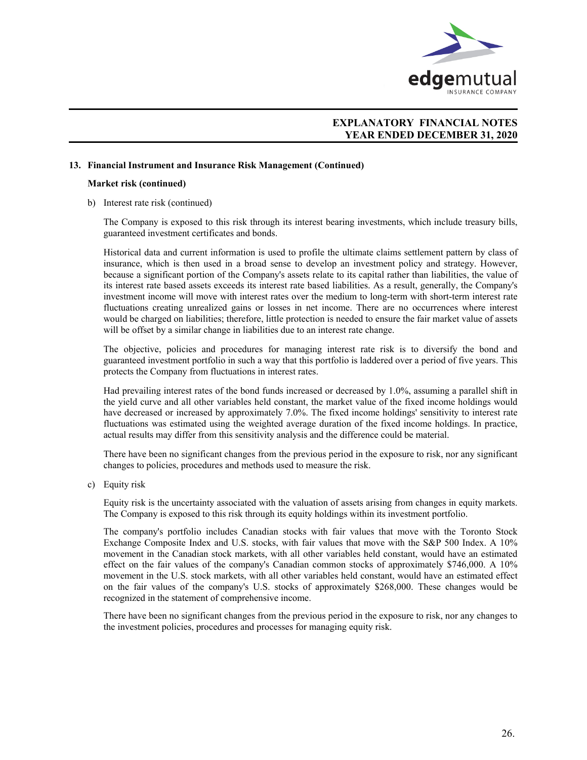### 13. Financial Instrument and Insurance Risk Management (Continued)

**Market risk (continued)**

b) Interest rate risk (continued)

The Company is exposed to this risk through its interest bearing investments, which include treasury bills, guaranteed investment certificates and bonds.

Historical data and current information is used to profile the ultimate claims settlement pattern by class of insurance, which is then used in a broad sense to develop an investment policy and strategy. However, because a significant portion of the Company's assets relate to its capital rather than liabilities, the value of its interest rate based assets exceeds its interest rate based liabilities. As a result, generally, the Company's investment income will move with interest rates over the medium to long-term with short-term interest rate fluctuations creating unrealized gains or losses in net income. There are no occurrences where interest would be charged on liabilities; therefore, little protection is needed to ensure the fair market value of assets will be offset by a similar change in liabilities due to an interest rate change.

The objective, policies and procedures for managing interest rate risk is to diversify the bond and guaranteed investment portfolio in such a way that this portfolio is laddered over a period of five years. This protects the Company from fluctuations in interest rates.

Had prevailing interest rates of the bond funds increased or decreased by 1.0%, assuming a parallel shift in the yield curve and all other variables held constant, the market value of the fixed income holdings would have decreased or increased by approximately 7.0%. The fixed income holdings' sensitivity to interest rate fluctuations was estimated using the weighted average duration of the fixed income holdings. In practice, actual results may differ from this sensitivity analysis and the difference could be material.

There have been no significant changes from the previous period in the exposure to risk, nor any significant changes to policies, procedures and methods used to measure the risk.

c) Equity risk

Equity risk is the uncertainty associated with the valuation of assets arising from changes in equity markets. The Company is exposed to this risk through its equity holdings within its investment portfolio.

The company's portfolio includes Canadian stocks with fair values that move with the Toronto Stock Exchange Composite Index and U.S. stocks, with fair values that move with the S&P 500 Index. A 10% movement in the Canadian stock markets, with all other variables held constant, would have an estimated effect on the fair values of the company's Canadian common stocks of approximately $746,000. A 10% movement in the U.S. stock markets, with all other variables held constant, would have an estimated effect on the fair values of the company's U.S. stocks of approximately $268,000. These changes would be recognized in the statement of comprehensive income.

There have been no significant changes from the previous period in the exposure to risk, nor any changes to the investment policies, procedures and processes for managing equity risk.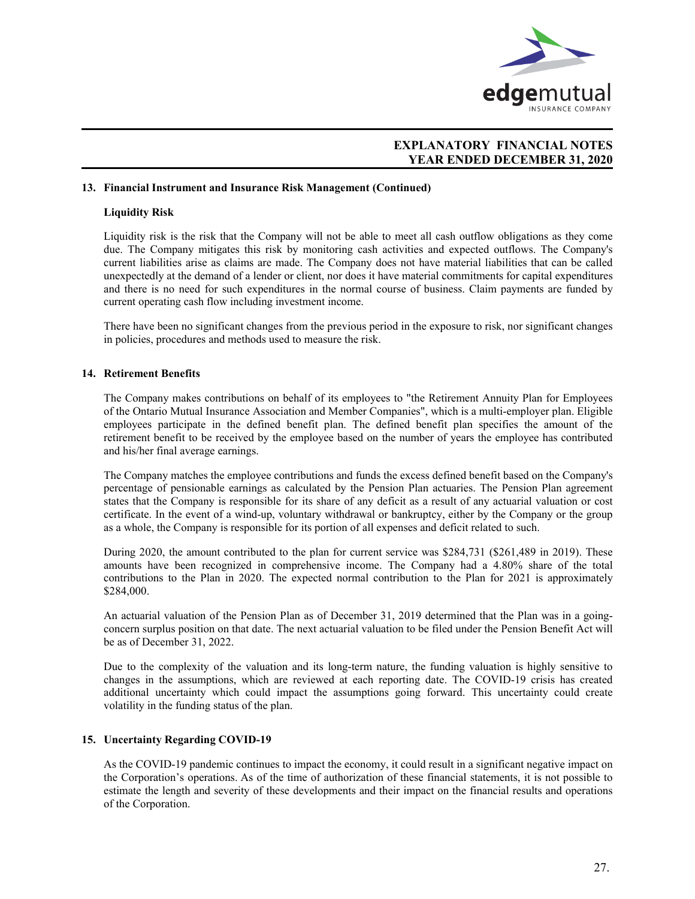# EXPLANATORY FINANCIAL NOTES
# YEAR ENDED DECEMBER 31, 2020

**13. Financial Instrument and Insurance Risk Management (Continued)**

**Liquidity Risk**

Liquidity risk is the risk that the Company will not be able to meet all cash outflow obligations as they come due. The Company mitigates this risk by monitoring cash activities and expected outflows. The Company's current liabilities arise as claims are made. The Company does not have material liabilities that can be called unexpectedly at the demand of a lender or client, nor does it have material commitments for capital expenditures and there is no need for such expenditures in the normal course of business. Claim payments are funded by current operating cash flow including investment income.

There have been no significant changes from the previous period in the exposure to risk, nor significant changes in policies, procedures and methods used to measure the risk.

**14. Retirement Benefits**

The Company makes contributions on behalf of its employees to "the Retirement Annuity Plan for Employees of the Ontario Mutual Insurance Association and Member Companies", which is a multi-employer plan. Eligible employees participate in the defined benefit plan. The defined benefit plan specifies the amount of the retirement benefit to be received by the employee based on the number of years the employee has contributed and his/her final average earnings.

The Company matches the employee contributions and funds the excess defined benefit based on the Company's percentage of pensionable earnings as calculated by the Pension Plan actuaries. The Pension Plan agreement states that the Company is responsible for its share of any deficit as a result of any actuarial valuation or cost certificate. In the event of a wind-up, voluntary withdrawal or bankruptcy, either by the Company or the group as a whole, the Company is responsible for its portion of all expenses and deficit related to such.

During 2020, the amount contributed to the plan for current service was $284,731 ($261,489 in 2019). These amounts have been recognized in comprehensive income. The Company had a 4.80% share of the total contributions to the Plan in 2020. The expected normal contribution to the Plan for 2021 is approximately $284,000.

An actuarial valuation of the Pension Plan as of December 31, 2019 determined that the Plan was in a going-concern surplus position on that date. The next actuarial valuation to be filed under the Pension Benefit Act will be as of December 31, 2022.

Due to the complexity of the valuation and its long-term nature, the funding valuation is highly sensitive to changes in the assumptions, which are reviewed at each reporting date. The COVID-19 crisis has created additional uncertainty which could impact the assumptions going forward. This uncertainty could create volatility in the funding status of the plan.

**15. Uncertainty Regarding COVID-19**

As the COVID-19 pandemic continues to impact the economy, it could result in a significant negative impact on the Corporation's operations. As of the time of authorization of these financial statements, it is not possible to estimate the length and severity of these developments and their impact on the financial results and operations of the Corporation.